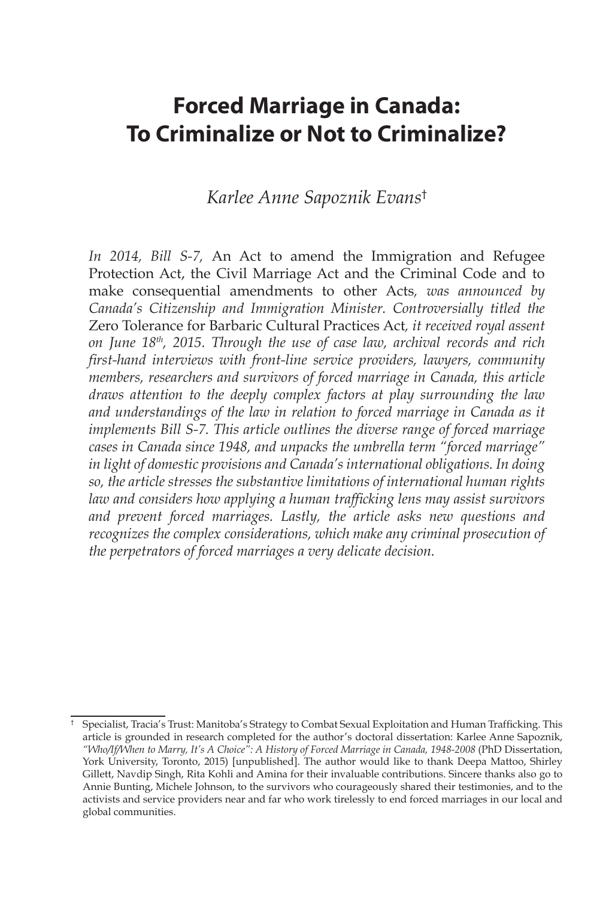# Forced Marriage in Canada: To Criminalize or Not to Criminalize?

*Karlee Anne Sapoznik Evans*[†]

*In 2014, Bill S-7,* An Act to amend the Immigration and Refugee Protection Act, the Civil Marriage Act and the Criminal Code and to make consequential amendments to other Acts*, was announced by Canada's Citizenship and Immigration Minister. Controversially titled the* Zero Tolerance for Barbaric Cultural Practices Act*, it received royal assent on June 18th, 2015. Through the use of case law, archival records and rich first-hand interviews with front-line service providers, lawyers, community members, researchers and survivors of forced marriage in Canada, this article draws attention to the deeply complex factors at play surrounding the law and understandings of the law in relation to forced marriage in Canada as it implements Bill S-7. This article outlines the diverse range of forced marriage cases in Canada since 1948, and unpacks the umbrella term "forced marriage" in light of domestic provisions and Canada's international obligations. In doing so, the article stresses the substantive limitations of international human rights law and considers how applying a human trafficking lens may assist survivors and prevent forced marriages. Lastly, the article asks new questions and recognizes the complex considerations, which make any criminal prosecution of the perpetrators of forced marriages a very delicate decision.*

---

[†] Specialist, Tracia's Trust: Manitoba's Strategy to Combat Sexual Exploitation and Human Trafficking. This article is grounded in research completed for the author's doctoral dissertation: Karlee Anne Sapoznik, *"Who/If/When to Marry, It's A Choice": A History of Forced Marriage in Canada, 1948-2008* (PhD Dissertation, York University, Toronto, 2015) [unpublished]. The author would like to thank Deepa Mattoo, Shirley Gillett, Navdip Singh, Rita Kohli and Amina for their invaluable contributions. Sincere thanks also go to Annie Bunting, Michele Johnson, to the survivors who courageously shared their testimonies, and to the activists and service providers near and far who work tirelessly to end forced marriages in our local and global communities.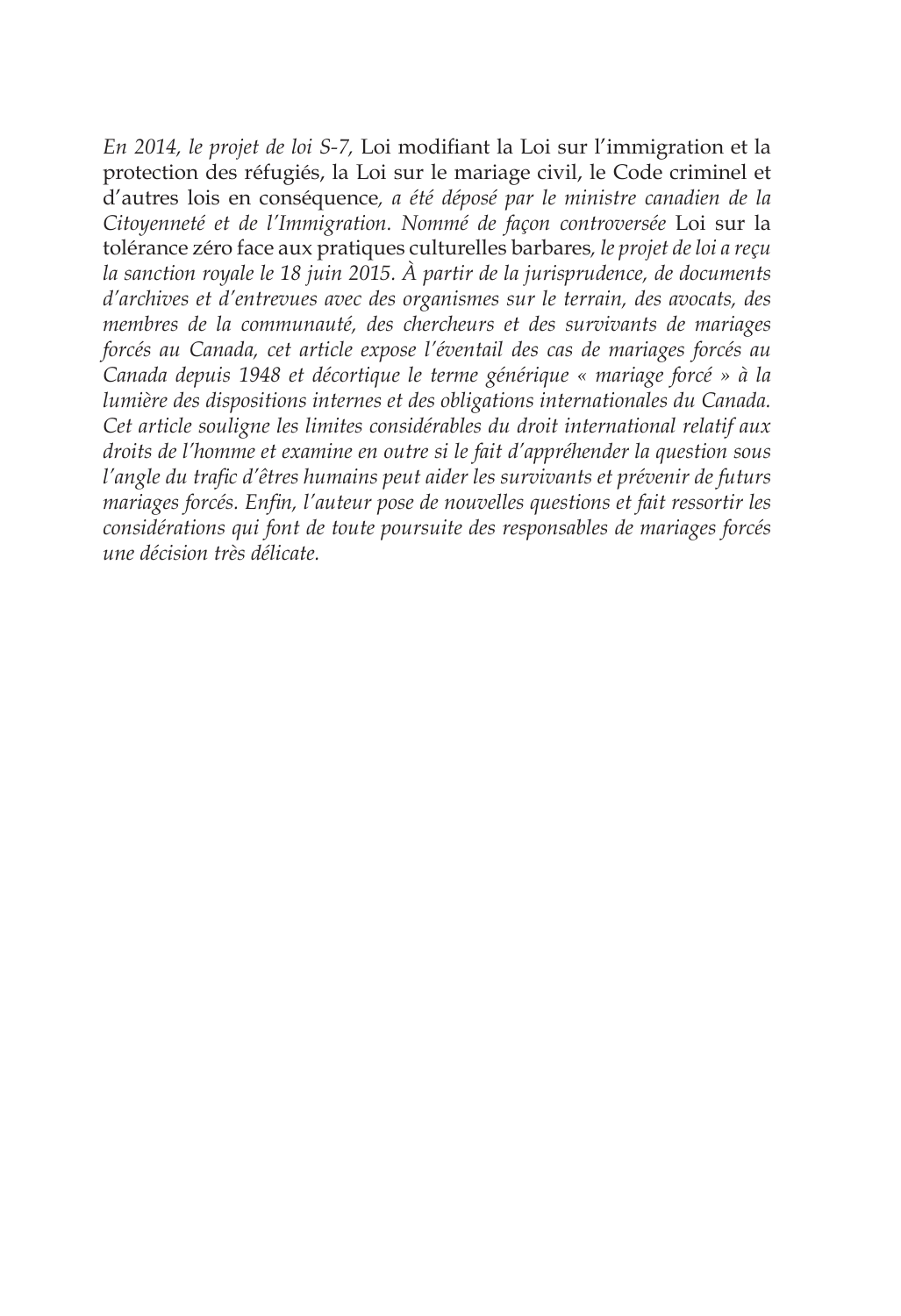*En 2014, le projet de loi S-7,* Loi modifiant la Loi sur l'immigration et la protection des réfugiés, la Loi sur le mariage civil, le Code criminel et d'autres lois en conséquence*, a été déposé par le ministre canadien de la Citoyenneté et de l'Immigration. Nommé de façon controversée* Loi sur la tolérance zéro face aux pratiques culturelles barbares*, le projet de loi a reçu la sanction royale le 18 juin 2015. À partir de la jurisprudence, de documents d'archives et d'entrevues avec des organismes sur le terrain, des avocats, des membres de la communauté, des chercheurs et des survivants de mariages forcés au Canada, cet article expose l'éventail des cas de mariages forcés au Canada depuis 1948 et décortique le terme générique « mariage forcé » à la lumière des dispositions internes et des obligations internationales du Canada. Cet article souligne les limites considérables du droit international relatif aux droits de l'homme et examine en outre si le fait d'appréhender la question sous l'angle du trafic d'êtres humains peut aider les survivants et prévenir de futurs mariages forcés. Enfin, l'auteur pose de nouvelles questions et fait ressortir les considérations qui font de toute poursuite des responsables de mariages forcés une décision très délicate.*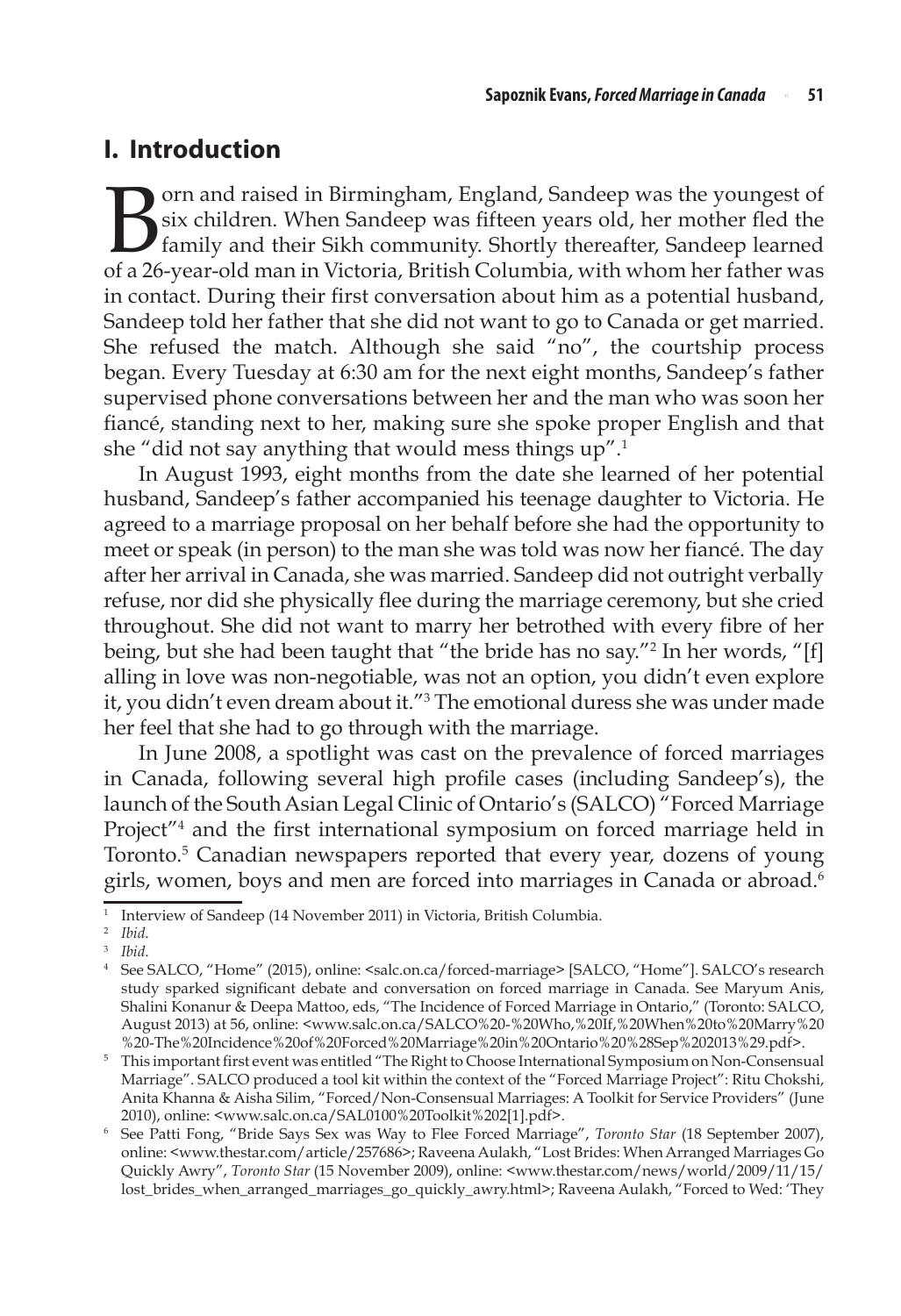## I. Introduction

Born and raised in Birmingham, England, Sandeep was the youngest of six children. When Sandeep was fifteen years old, her mother fled the family and their Sikh community. Shortly thereafter, Sandeep learned of a 26-year-old man in Victoria, British Columbia, with whom her father was in contact. During their first conversation about him as a potential husband, Sandeep told her father that she did not want to go to Canada or get married. She refused the match. Although she said "no", the courtship process began. Every Tuesday at 6:30 am for the next eight months, Sandeep's father supervised phone conversations between her and the man who was soon her fiancé, standing next to her, making sure she spoke proper English and that she "did not say anything that would mess things up".[1]

In August 1993, eight months from the date she learned of her potential husband, Sandeep's father accompanied his teenage daughter to Victoria. He agreed to a marriage proposal on her behalf before she had the opportunity to meet or speak (in person) to the man she was told was now her fiancé. The day after her arrival in Canada, she was married. Sandeep did not outright verbally refuse, nor did she physically flee during the marriage ceremony, but she cried throughout. She did not want to marry her betrothed with every fibre of her being, but she had been taught that "the bride has no say."[2] In her words, "[f]alling in love was non-negotiable, was not an option, you didn't even explore it, you didn't even dream about it."[3] The emotional duress she was under made her feel that she had to go through with the marriage.

In June 2008, a spotlight was cast on the prevalence of forced marriages in Canada, following several high profile cases (including Sandeep's), the launch of the South Asian Legal Clinic of Ontario's (SALCO) "Forced Marriage Project"[4] and the first international symposium on forced marriage held in Toronto.[5] Canadian newspapers reported that every year, dozens of young girls, women, boys and men are forced into marriages in Canada or abroad.[6]

---

[1] Interview of Sandeep (14 November 2011) in Victoria, British Columbia.

[2] *Ibid.*

[3] *Ibid.*

[4] See SALCO, "Home" (2015), online: <salc.on.ca/forced-marriage> [SALCO, "Home"]. SALCO's research study sparked significant debate and conversation on forced marriage in Canada. See Maryum Anis, Shalini Konanur & Deepa Mattoo, eds, "The Incidence of Forced Marriage in Ontario," (Toronto: SALCO, August 2013) at 56, online: <www.salc.on.ca/SALCO%20-%20Who,%20If,%20When%20to%20Marry%20%20-The%20Incidence%20of%20Forced%20Marriage%20in%20Ontario%20%28Sep%202013%29.pdf>.

[5] This important first event was entitled "The Right to Choose International Symposium on Non-Consensual Marriage". SALCO produced a tool kit within the context of the "Forced Marriage Project": Ritu Chokshi, Anita Khanna & Aisha Silim, "Forced/Non-Consensual Marriages: A Toolkit for Service Providers" (June 2010), online: <www.salc.on.ca/SAL0100%20Toolkit%202[1].pdf>.

[6] See Patti Fong, "Bride Says Sex was Way to Flee Forced Marriage", *Toronto Star* (18 September 2007), online: <www.thestar.com/article/257686>; Raveena Aulakh, "Lost Brides: When Arranged Marriages Go Quickly Awry", *Toronto Star* (15 November 2009), online: <www.thestar.com/news/world/2009/11/15/lost_brides_when_arranged_marriages_go_quickly_awry.html>; Raveena Aulakh, "Forced to Wed: 'They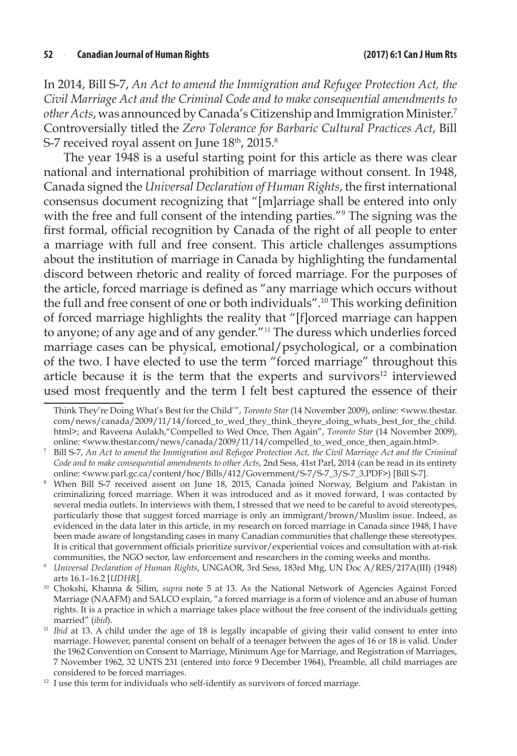In 2014, Bill S-7, *An Act to amend the Immigration and Refugee Protection Act, the Civil Marriage Act and the Criminal Code and to make consequential amendments to other Acts*, was announced by Canada's Citizenship and Immigration Minister.[7] Controversially titled the *Zero Tolerance for Barbaric Cultural Practices Act*, Bill S-7 received royal assent on June 18th, 2015.[8]

The year 1948 is a useful starting point for this article as there was clear national and international prohibition of marriage without consent. In 1948, Canada signed the *Universal Declaration of Human Rights*, the first international consensus document recognizing that "[m]arriage shall be entered into only with the free and full consent of the intending parties."[9] The signing was the first formal, official recognition by Canada of the right of all people to enter a marriage with full and free consent. This article challenges assumptions about the institution of marriage in Canada by highlighting the fundamental discord between rhetoric and reality of forced marriage. For the purposes of the article, forced marriage is defined as "any marriage which occurs without the full and free consent of one or both individuals".[10] This working definition of forced marriage highlights the reality that "[f]orced marriage can happen to anyone; of any age and of any gender."[11] The duress which underlies forced marriage cases can be physical, emotional/psychological, or a combination of the two. I have elected to use the term "forced marriage" throughout this article because it is the term that the experts and survivors[12] interviewed used most frequently and the term I felt best captured the essence of their

---

Think They're Doing What's Best for the Child'", *Toronto Star* (14 November 2009), online: <www.thestar.com/news/canada/2009/11/14/forced_to_wed_they_think_theyre_doing_whats_best_for_the_child.html>; and Raveena Aulakh,"Compelled to Wed Once, Then Again", *Toronto Star* (14 November 2009), online: <www.thestar.com/news/canada/2009/11/14/compelled_to_wed_once_then_again.html>.

[7] Bill S-7, *An Act to amend the Immigration and Refugee Protection Act, the Civil Marriage Act and the Criminal Code and to make consequential amendments to other Acts*, 2nd Sess, 41st Parl, 2014 (can be read in its entirety online: <www.parl.gc.ca/content/hoc/Bills/412/Government/S-7/S-7_3/S-7_3.PDF>) [Bill S-7].

[8] When Bill S-7 received assent on June 18, 2015, Canada joined Norway, Belgium and Pakistan in criminalizing forced marriage. When it was introduced and as it moved forward, I was contacted by several media outlets. In interviews with them, I stressed that we need to be careful to avoid stereotypes, particularly those that suggest forced marriage is only an immigrant/brown/Muslim issue. Indeed, as evidenced in the data later in this article, in my research on forced marriage in Canada since 1948, I have been made aware of longstanding cases in many Canadian communities that challenge these stereotypes. It is critical that government officials prioritize survivor/experiential voices and consultation with at-risk communities, the NGO sector, law enforcement and researchers in the coming weeks and months.

[9] *Universal Declaration of Human Rights*, UNGAOR, 3rd Sess, 183rd Mtg, UN Doc A/RES/217A(III) (1948) arts 16.1–16.2 [*UDHR*].

[10] Chokshi, Khanna & Silim, *supra* note 5 at 13. As the National Network of Agencies Against Forced Marriage (NAAFM) and SALCO explain, "a forced marriage is a form of violence and an abuse of human rights. It is a practice in which a marriage takes place without the free consent of the individuals getting married" (*ibid*).

[11] *Ibid* at 13. A child under the age of 18 is legally incapable of giving their valid consent to enter into marriage. However, parental consent on behalf of a teenager between the ages of 16 or 18 is valid. Under the 1962 Convention on Consent to Marriage, Minimum Age for Marriage, and Registration of Marriages, 7 November 1962, 32 UNTS 231 (entered into force 9 December 1964), Preamble, all child marriages are considered to be forced marriages.

[12] I use this term for individuals who self-identify as survivors of forced marriage.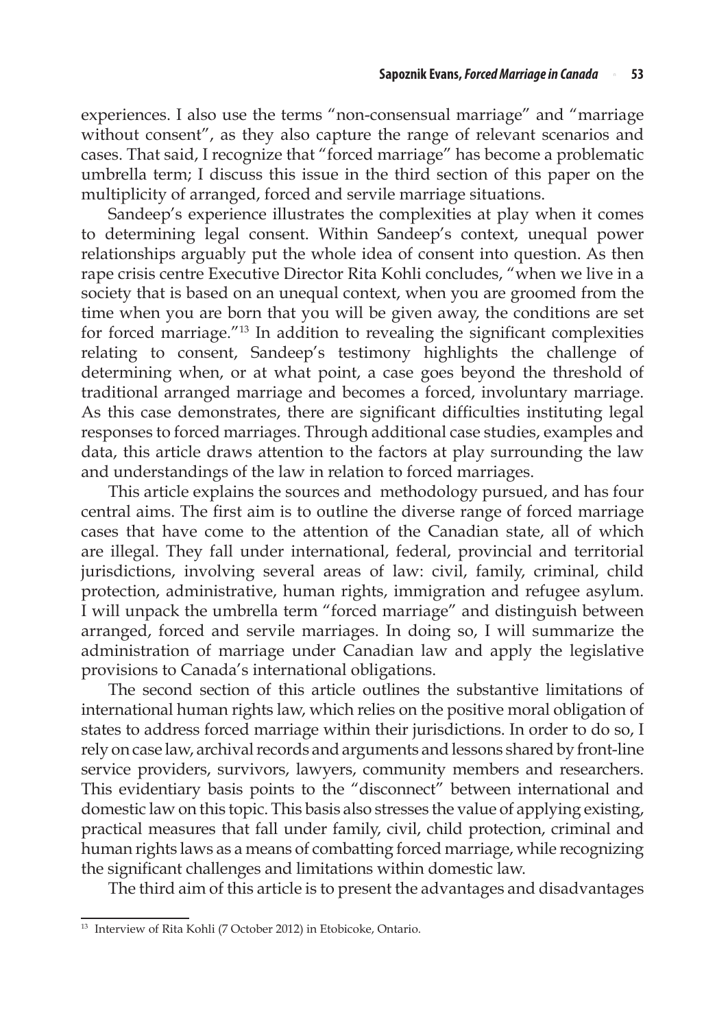experiences. I also use the terms "non-consensual marriage" and "marriage without consent", as they also capture the range of relevant scenarios and cases. That said, I recognize that "forced marriage" has become a problematic umbrella term; I discuss this issue in the third section of this paper on the multiplicity of arranged, forced and servile marriage situations.

Sandeep's experience illustrates the complexities at play when it comes to determining legal consent. Within Sandeep's context, unequal power relationships arguably put the whole idea of consent into question. As then rape crisis centre Executive Director Rita Kohli concludes, "when we live in a society that is based on an unequal context, when you are groomed from the time when you are born that you will be given away, the conditions are set for forced marriage."[13] In addition to revealing the significant complexities relating to consent, Sandeep's testimony highlights the challenge of determining when, or at what point, a case goes beyond the threshold of traditional arranged marriage and becomes a forced, involuntary marriage. As this case demonstrates, there are significant difficulties instituting legal responses to forced marriages. Through additional case studies, examples and data, this article draws attention to the factors at play surrounding the law and understandings of the law in relation to forced marriages.

This article explains the sources and methodology pursued, and has four central aims. The first aim is to outline the diverse range of forced marriage cases that have come to the attention of the Canadian state, all of which are illegal. They fall under international, federal, provincial and territorial jurisdictions, involving several areas of law: civil, family, criminal, child protection, administrative, human rights, immigration and refugee asylum. I will unpack the umbrella term "forced marriage" and distinguish between arranged, forced and servile marriages. In doing so, I will summarize the administration of marriage under Canadian law and apply the legislative provisions to Canada's international obligations.

The second section of this article outlines the substantive limitations of international human rights law, which relies on the positive moral obligation of states to address forced marriage within their jurisdictions. In order to do so, I rely on case law, archival records and arguments and lessons shared by front-line service providers, survivors, lawyers, community members and researchers. This evidentiary basis points to the "disconnect" between international and domestic law on this topic. This basis also stresses the value of applying existing, practical measures that fall under family, civil, child protection, criminal and human rights laws as a means of combatting forced marriage, while recognizing the significant challenges and limitations within domestic law.

The third aim of this article is to present the advantages and disadvantages

[13] Interview of Rita Kohli (7 October 2012) in Etobicoke, Ontario.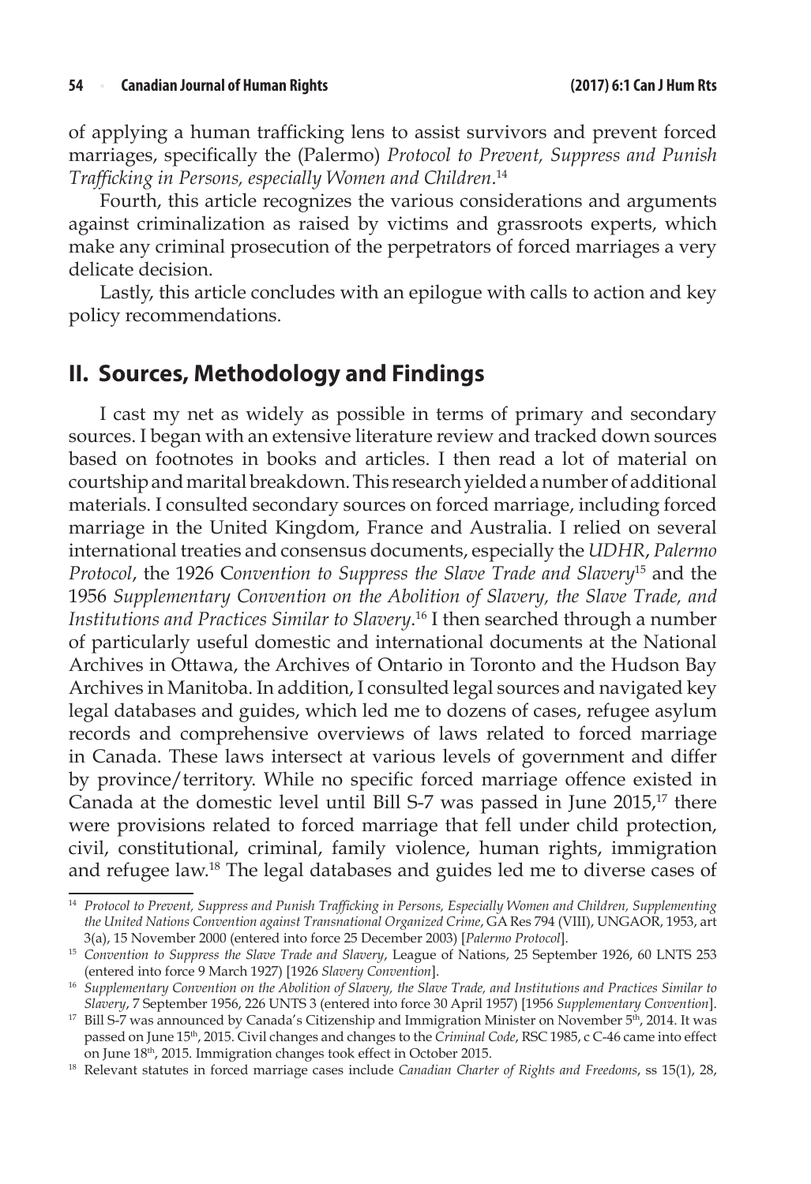of applying a human trafficking lens to assist survivors and prevent forced marriages, specifically the (Palermo) *Protocol to Prevent, Suppress and Punish Trafficking in Persons, especially Women and Children*.[14]

Fourth, this article recognizes the various considerations and arguments against criminalization as raised by victims and grassroots experts, which make any criminal prosecution of the perpetrators of forced marriages a very delicate decision.

Lastly, this article concludes with an epilogue with calls to action and key policy recommendations.

## II. Sources, Methodology and Findings

I cast my net as widely as possible in terms of primary and secondary sources. I began with an extensive literature review and tracked down sources based on footnotes in books and articles. I then read a lot of material on courtship and marital breakdown. This research yielded a number of additional materials. I consulted secondary sources on forced marriage, including forced marriage in the United Kingdom, France and Australia. I relied on several international treaties and consensus documents, especially the *UDHR*, *Palermo Protocol*, the 1926 C*onvention to Suppress the Slave Trade and Slavery*[15] and the 1956 *Supplementary Convention on the Abolition of Slavery, the Slave Trade, and Institutions and Practices Similar to Slavery*.[16] I then searched through a number of particularly useful domestic and international documents at the National Archives in Ottawa, the Archives of Ontario in Toronto and the Hudson Bay Archives in Manitoba. In addition, I consulted legal sources and navigated key legal databases and guides, which led me to dozens of cases, refugee asylum records and comprehensive overviews of laws related to forced marriage in Canada. These laws intersect at various levels of government and differ by province/territory. While no specific forced marriage offence existed in Canada at the domestic level until Bill S-7 was passed in June 2015,[17] there were provisions related to forced marriage that fell under child protection, civil, constitutional, criminal, family violence, human rights, immigration and refugee law.[18] The legal databases and guides led me to diverse cases of

---

[14] *Protocol to Prevent, Suppress and Punish Trafficking in Persons, Especially Women and Children, Supplementing the United Nations Convention against Transnational Organized Crime*, GA Res 794 (VIII), UNGAOR, 1953, art 3(a), 15 November 2000 (entered into force 25 December 2003) [*Palermo Protocol*].

[15] *Convention to Suppress the Slave Trade and Slavery*, League of Nations, 25 September 1926, 60 LNTS 253 (entered into force 9 March 1927) [1926 *Slavery Convention*].

[16] *Supplementary Convention on the Abolition of Slavery, the Slave Trade, and Institutions and Practices Similar to Slavery*, 7 September 1956, 226 UNTS 3 (entered into force 30 April 1957) [1956 *Supplementary Convention*].

[17] Bill S-7 was announced by Canada's Citizenship and Immigration Minister on November 5th, 2014. It was passed on June 15th, 2015. Civil changes and changes to the *Criminal Code*, RSC 1985, c C-46 came into effect on June 18th, 2015. Immigration changes took effect in October 2015.

[18] Relevant statutes in forced marriage cases include *Canadian Charter of Rights and Freedoms*, ss 15(1), 28,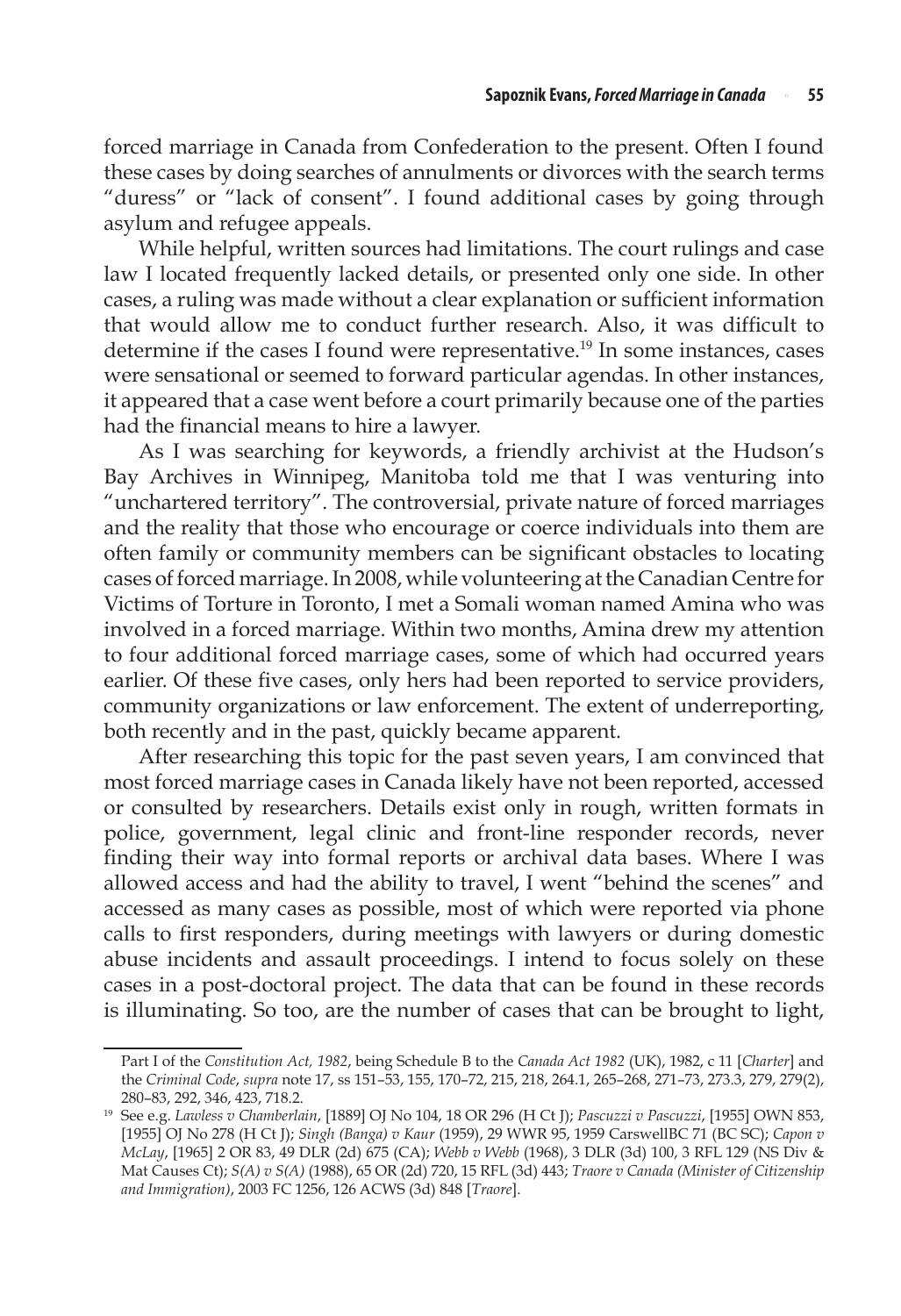forced marriage in Canada from Confederation to the present. Often I found these cases by doing searches of annulments or divorces with the search terms "duress" or "lack of consent". I found additional cases by going through asylum and refugee appeals.

While helpful, written sources had limitations. The court rulings and case law I located frequently lacked details, or presented only one side. In other cases, a ruling was made without a clear explanation or sufficient information that would allow me to conduct further research. Also, it was difficult to determine if the cases I found were representative.[19] In some instances, cases were sensational or seemed to forward particular agendas. In other instances, it appeared that a case went before a court primarily because one of the parties had the financial means to hire a lawyer.

As I was searching for keywords, a friendly archivist at the Hudson's Bay Archives in Winnipeg, Manitoba told me that I was venturing into "unchartered territory". The controversial, private nature of forced marriages and the reality that those who encourage or coerce individuals into them are often family or community members can be significant obstacles to locating cases of forced marriage. In 2008, while volunteering at the Canadian Centre for Victims of Torture in Toronto, I met a Somali woman named Amina who was involved in a forced marriage. Within two months, Amina drew my attention to four additional forced marriage cases, some of which had occurred years earlier. Of these five cases, only hers had been reported to service providers, community organizations or law enforcement. The extent of underreporting, both recently and in the past, quickly became apparent.

After researching this topic for the past seven years, I am convinced that most forced marriage cases in Canada likely have not been reported, accessed or consulted by researchers. Details exist only in rough, written formats in police, government, legal clinic and front-line responder records, never finding their way into formal reports or archival data bases. Where I was allowed access and had the ability to travel, I went "behind the scenes" and accessed as many cases as possible, most of which were reported via phone calls to first responders, during meetings with lawyers or during domestic abuse incidents and assault proceedings. I intend to focus solely on these cases in a post-doctoral project. The data that can be found in these records is illuminating. So too, are the number of cases that can be brought to light,

---

Part I of the *Constitution Act, 1982*, being Schedule B to the *Canada Act 1982* (UK), 1982, c 11 [*Charter*] and the *Criminal Code*, *supra* note 17, ss 151–53, 155, 170–72, 215, 218, 264.1, 265–268, 271–73, 273.3, 279, 279(2), 280–83, 292, 346, 423, 718.2.

[19] See e.g. *Lawless v Chamberlain*, [1889] OJ No 104, 18 OR 296 (H Ct J); *Pascuzzi v Pascuzzi*, [1955] OWN 853, [1955] OJ No 278 (H Ct J); *Singh (Banga) v Kaur* (1959), 29 WWR 95, 1959 CarswellBC 71 (BC SC); *Capon v McLay*, [1965] 2 OR 83, 49 DLR (2d) 675 (CA); *Webb v Webb* (1968), 3 DLR (3d) 100, 3 RFL 129 (NS Div & Mat Causes Ct); *S(A) v S(A)* (1988), 65 OR (2d) 720, 15 RFL (3d) 443; *Traore v Canada (Minister of Citizenship and Immigration)*, 2003 FC 1256, 126 ACWS (3d) 848 [*Traore*].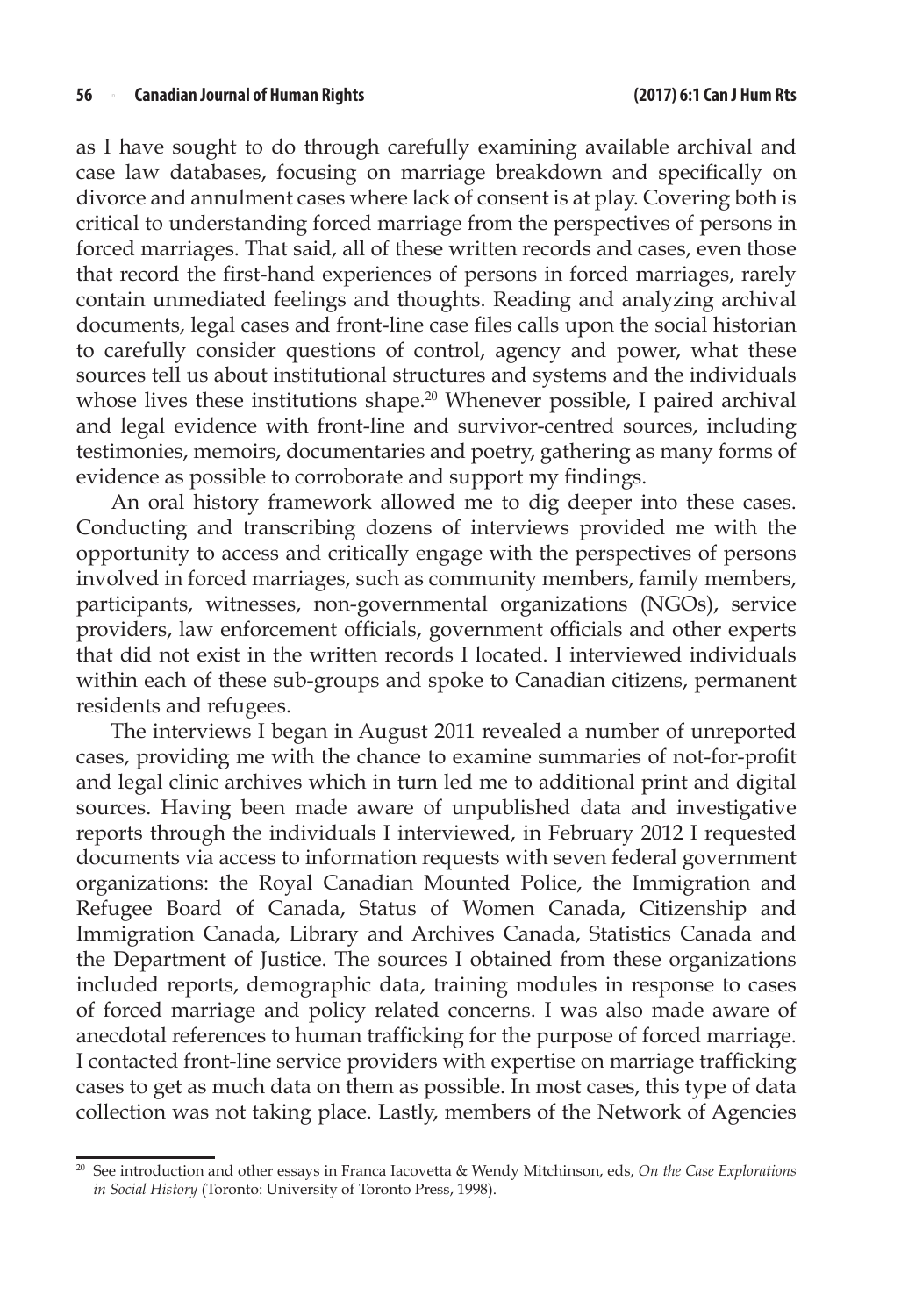as I have sought to do through carefully examining available archival and case law databases, focusing on marriage breakdown and specifically on divorce and annulment cases where lack of consent is at play. Covering both is critical to understanding forced marriage from the perspectives of persons in forced marriages. That said, all of these written records and cases, even those that record the first-hand experiences of persons in forced marriages, rarely contain unmediated feelings and thoughts. Reading and analyzing archival documents, legal cases and front-line case files calls upon the social historian to carefully consider questions of control, agency and power, what these sources tell us about institutional structures and systems and the individuals whose lives these institutions shape.[20] Whenever possible, I paired archival and legal evidence with front-line and survivor-centred sources, including testimonies, memoirs, documentaries and poetry, gathering as many forms of evidence as possible to corroborate and support my findings.

An oral history framework allowed me to dig deeper into these cases. Conducting and transcribing dozens of interviews provided me with the opportunity to access and critically engage with the perspectives of persons involved in forced marriages, such as community members, family members, participants, witnesses, non-governmental organizations (NGOs), service providers, law enforcement officials, government officials and other experts that did not exist in the written records I located. I interviewed individuals within each of these sub-groups and spoke to Canadian citizens, permanent residents and refugees.

The interviews I began in August 2011 revealed a number of unreported cases, providing me with the chance to examine summaries of not-for-profit and legal clinic archives which in turn led me to additional print and digital sources. Having been made aware of unpublished data and investigative reports through the individuals I interviewed, in February 2012 I requested documents via access to information requests with seven federal government organizations: the Royal Canadian Mounted Police, the Immigration and Refugee Board of Canada, Status of Women Canada, Citizenship and Immigration Canada, Library and Archives Canada, Statistics Canada and the Department of Justice. The sources I obtained from these organizations included reports, demographic data, training modules in response to cases of forced marriage and policy related concerns. I was also made aware of anecdotal references to human trafficking for the purpose of forced marriage. I contacted front-line service providers with expertise on marriage trafficking cases to get as much data on them as possible. In most cases, this type of data collection was not taking place. Lastly, members of the Network of Agencies

[20] See introduction and other essays in Franca Iacovetta & Wendy Mitchinson, eds, *On the Case Explorations in Social History* (Toronto: University of Toronto Press, 1998).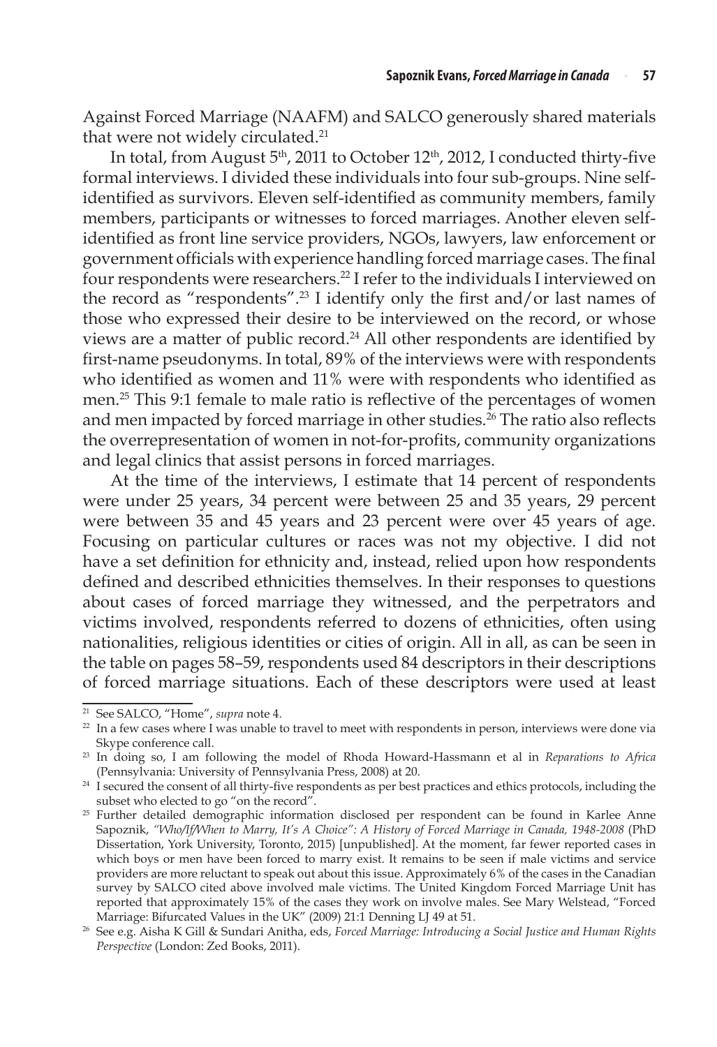Against Forced Marriage (NAAFM) and SALCO generously shared materials that were not widely circulated.[21]

In total, from August 5th, 2011 to October 12th, 2012, I conducted thirty-five formal interviews. I divided these individuals into four sub-groups. Nine self-identified as survivors. Eleven self-identified as community members, family members, participants or witnesses to forced marriages. Another eleven self-identified as front line service providers, NGOs, lawyers, law enforcement or government officials with experience handling forced marriage cases. The final four respondents were researchers.[22] I refer to the individuals I interviewed on the record as "respondents".[23] I identify only the first and/or last names of those who expressed their desire to be interviewed on the record, or whose views are a matter of public record.[24] All other respondents are identified by first-name pseudonyms. In total, 89% of the interviews were with respondents who identified as women and 11% were with respondents who identified as men.[25] This 9:1 female to male ratio is reflective of the percentages of women and men impacted by forced marriage in other studies.[26] The ratio also reflects the overrepresentation of women in not-for-profits, community organizations and legal clinics that assist persons in forced marriages.

At the time of the interviews, I estimate that 14 percent of respondents were under 25 years, 34 percent were between 25 and 35 years, 29 percent were between 35 and 45 years and 23 percent were over 45 years of age. Focusing on particular cultures or races was not my objective. I did not have a set definition for ethnicity and, instead, relied upon how respondents defined and described ethnicities themselves. In their responses to questions about cases of forced marriage they witnessed, and the perpetrators and victims involved, respondents referred to dozens of ethnicities, often using nationalities, religious identities or cities of origin. All in all, as can be seen in the table on pages 58–59, respondents used 84 descriptors in their descriptions of forced marriage situations. Each of these descriptors were used at least

---

[21] See SALCO, "Home", *supra* note 4.

[22] In a few cases where I was unable to travel to meet with respondents in person, interviews were done via Skype conference call.

[23] In doing so, I am following the model of Rhoda Howard-Hassmann et al in *Reparations to Africa* (Pennsylvania: University of Pennsylvania Press, 2008) at 20.

[24] I secured the consent of all thirty-five respondents as per best practices and ethics protocols, including the subset who elected to go "on the record".

[25] Further detailed demographic information disclosed per respondent can be found in Karlee Anne Sapoznik, *"Who/If/When to Marry, It's A Choice": A History of Forced Marriage in Canada, 1948-2008* (PhD Dissertation, York University, Toronto, 2015) [unpublished]. At the moment, far fewer reported cases in which boys or men have been forced to marry exist. It remains to be seen if male victims and service providers are more reluctant to speak out about this issue. Approximately 6% of the cases in the Canadian survey by SALCO cited above involved male victims. The United Kingdom Forced Marriage Unit has reported that approximately 15% of the cases they work on involve males. See Mary Welstead, "Forced Marriage: Bifurcated Values in the UK" (2009) 21:1 Denning LJ 49 at 51.

[26] See e.g. Aisha K Gill & Sundari Anitha, eds, *Forced Marriage: Introducing a Social Justice and Human Rights Perspective* (London: Zed Books, 2011).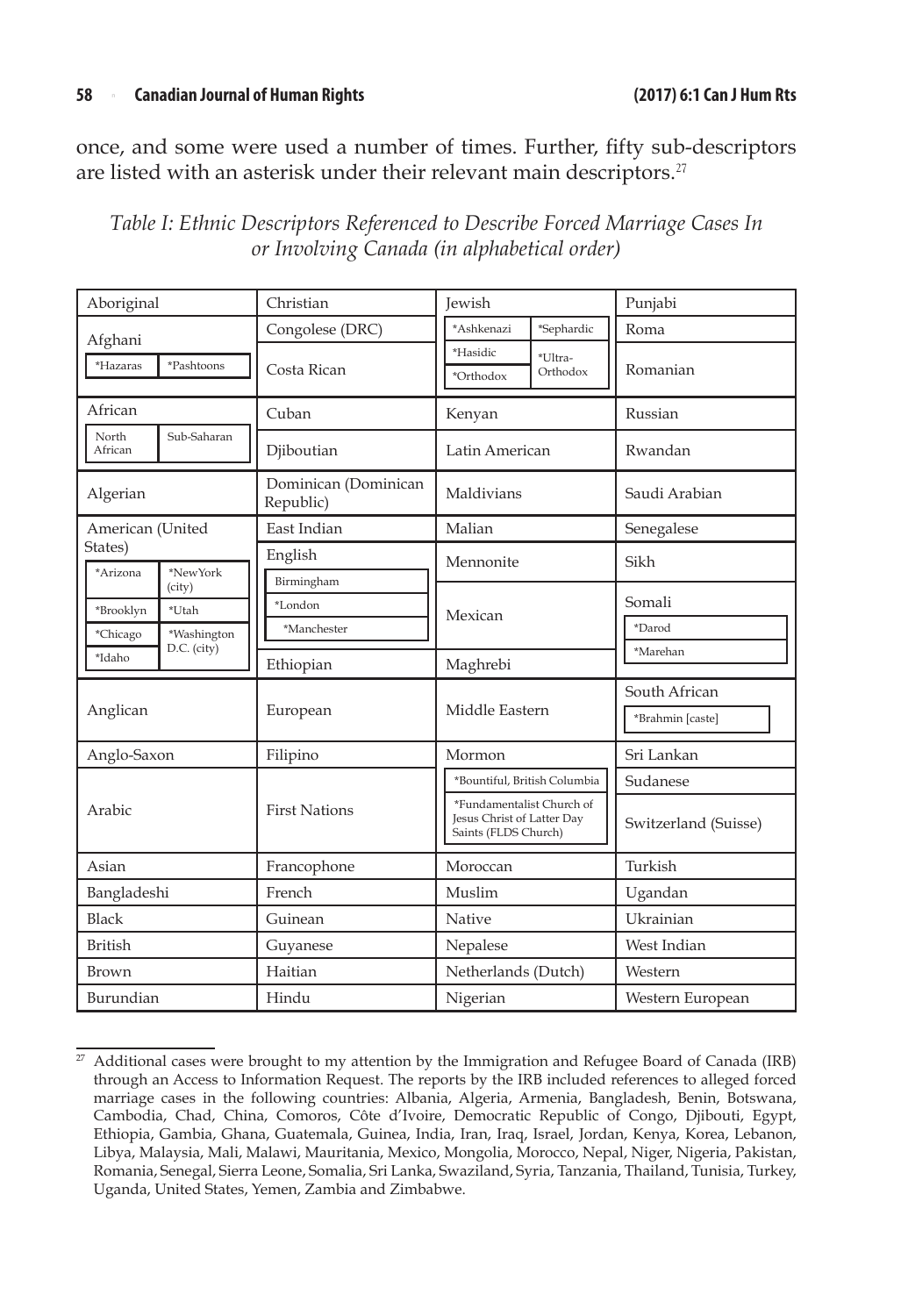once, and some were used a number of times. Further, fifty sub-descriptors are listed with an asterisk under their relevant main descriptors.[27]

*Table I: Ethnic Descriptors Referenced to Describe Forced Marriage Cases In or Involving Canada (in alphabetical order)*

| | | | |
|---|---|---|---|
| Aboriginal | Christian | Jewish | Punjabi |
| Afghani<br>*Hazaras, *Pashtoons | Congolese (DRC) | *Ashkenazi, *Sephardic | Roma |
| | Costa Rican | *Hasidic, *Orthodox, *Ultra-Orthodox | Romanian |
| African<br>North African, Sub-Saharan | Cuban | Kenyan | Russian |
| | Djiboutian | Latin American | Rwandan |
| Algerian | Dominican (Dominican Republic) | Maldivians | Saudi Arabian |
| American (United States)<br>*Arizona, *New York (city), *Brooklyn, *Utah, *Chicago, *Washington D.C. (city), *Idaho | East Indian | Malian | Senegalese |
| | English<br>Birmingham, *London, *Manchester | Mennonite | Sikh |
| | | Mexican | Somali<br>*Darod, *Marehan |
| | Ethiopian | Maghrebi | |
| Anglican | European | Middle Eastern | South African<br>*Brahmin [caste] |
| Anglo-Saxon | Filipino | Mormon | Sri Lankan |
| Arabic | First Nations | *Bountiful, British Columbia<br>*Fundamentalist Church of Jesus Christ of Latter Day Saints (FLDS Church) | Sudanese |
| | | | Switzerland (Suisse) |
| Asian | Francophone | Moroccan | Turkish |
| Bangladeshi | French | Muslim | Ugandan |
| Black | Guinean | Native | Ukrainian |
| British | Guyanese | Nepalese | West Indian |
| Brown | Haitian | Netherlands (Dutch) | Western |
| Burundian | Hindu | Nigerian | Western European |

[27] Additional cases were brought to my attention by the Immigration and Refugee Board of Canada (IRB) through an Access to Information Request. The reports by the IRB included references to alleged forced marriage cases in the following countries: Albania, Algeria, Armenia, Bangladesh, Benin, Botswana, Cambodia, Chad, China, Comoros, Côte d'Ivoire, Democratic Republic of Congo, Djibouti, Egypt, Ethiopia, Gambia, Ghana, Guatemala, Guinea, India, Iran, Iraq, Israel, Jordan, Kenya, Korea, Lebanon, Libya, Malaysia, Mali, Malawi, Mauritania, Mexico, Mongolia, Morocco, Nepal, Niger, Nigeria, Pakistan, Romania, Senegal, Sierra Leone, Somalia, Sri Lanka, Swaziland, Syria, Tanzania, Thailand, Tunisia, Turkey, Uganda, United States, Yemen, Zambia and Zimbabwe.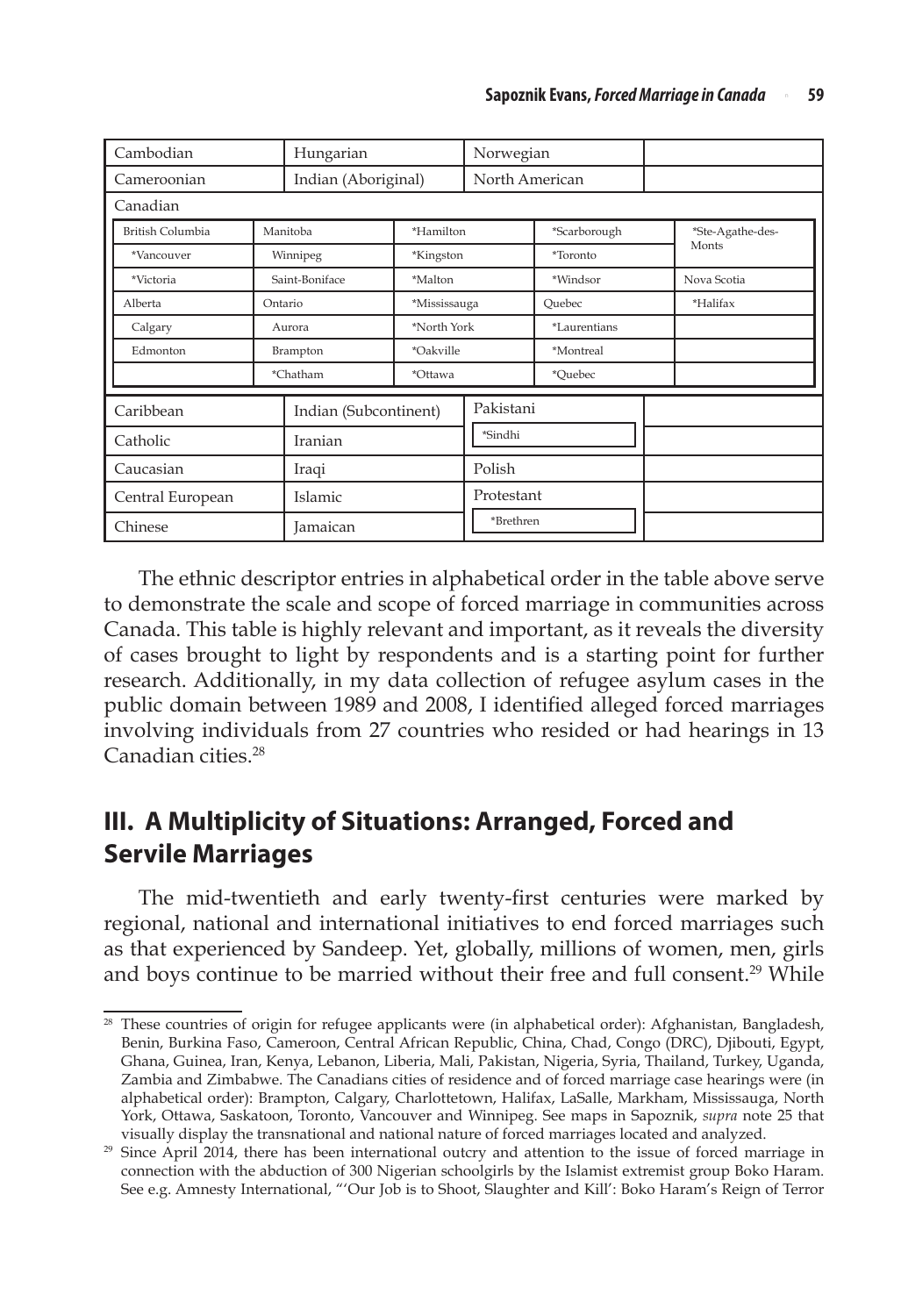| Cambodian | Hungarian | Norwegian | |
|---|---|---|---|
| Cameroonian | Indian (Aboriginal) | North American | |

| Canadian | | | | |
|---|---|---|---|---|
| British Columbia | Manitoba | *Hamilton | *Scarborough | *Ste-Agathe-des-Monts |
| *Vancouver | Winnipeg | *Kingston | *Toronto | |
| *Victoria | Saint-Boniface | *Malton | *Windsor | Nova Scotia |
| Alberta | Ontario | *Mississauga | Quebec | *Halifax |
| Calgary | Aurora | *North York | *Laurentians | |
| Edmonton | Brampton | *Oakville | *Montreal | |
| | *Chatham | *Ottawa | *Quebec | |

| Caribbean | Indian (Subcontinent) | Pakistani | |
|---|---|---|---|
| Catholic | Iranian | *Sindhi | |
| Caucasian | Iraqi | Polish | |
| Central European | Islamic | Protestant | |
| Chinese | Jamaican | *Brethren | |

The ethnic descriptor entries in alphabetical order in the table above serve to demonstrate the scale and scope of forced marriage in communities across Canada. This table is highly relevant and important, as it reveals the diversity of cases brought to light by respondents and is a starting point for further research. Additionally, in my data collection of refugee asylum cases in the public domain between 1989 and 2008, I identified alleged forced marriages involving individuals from 27 countries who resided or had hearings in 13 Canadian cities.[28]

## III. A Multiplicity of Situations: Arranged, Forced and Servile Marriages

The mid-twentieth and early twenty-first centuries were marked by regional, national and international initiatives to end forced marriages such as that experienced by Sandeep. Yet, globally, millions of women, men, girls and boys continue to be married without their free and full consent.[29] While

[28] These countries of origin for refugee applicants were (in alphabetical order): Afghanistan, Bangladesh, Benin, Burkina Faso, Cameroon, Central African Republic, China, Chad, Congo (DRC), Djibouti, Egypt, Ghana, Guinea, Iran, Kenya, Lebanon, Liberia, Mali, Pakistan, Nigeria, Syria, Thailand, Turkey, Uganda, Zambia and Zimbabwe. The Canadians cities of residence and of forced marriage case hearings were (in alphabetical order): Brampton, Calgary, Charlottetown, Halifax, LaSalle, Markham, Mississauga, North York, Ottawa, Saskatoon, Toronto, Vancouver and Winnipeg. See maps in Sapoznik, *supra* note 25 that visually display the transnational and national nature of forced marriages located and analyzed.

[29] Since April 2014, there has been international outcry and attention to the issue of forced marriage in connection with the abduction of 300 Nigerian schoolgirls by the Islamist extremist group Boko Haram. See e.g. Amnesty International, "'Our Job is to Shoot, Slaughter and Kill': Boko Haram's Reign of Terror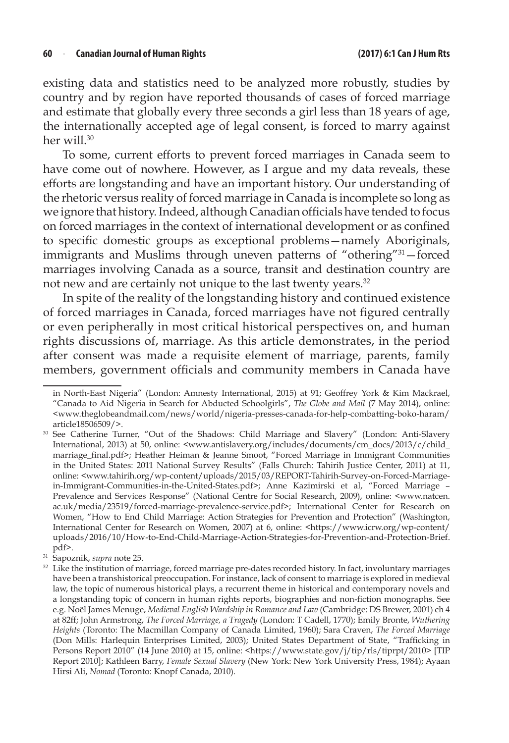existing data and statistics need to be analyzed more robustly, studies by country and by region have reported thousands of cases of forced marriage and estimate that globally every three seconds a girl less than 18 years of age, the internationally accepted age of legal consent, is forced to marry against her will.[30]

To some, current efforts to prevent forced marriages in Canada seem to have come out of nowhere. However, as I argue and my data reveals, these efforts are longstanding and have an important history. Our understanding of the rhetoric versus reality of forced marriage in Canada is incomplete so long as we ignore that history. Indeed, although Canadian officials have tended to focus on forced marriages in the context of international development or as confined to specific domestic groups as exceptional problems—namely Aboriginals, immigrants and Muslims through uneven patterns of "othering"[31]—forced marriages involving Canada as a source, transit and destination country are not new and are certainly not unique to the last twenty years.[32]

In spite of the reality of the longstanding history and continued existence of forced marriages in Canada, forced marriages have not figured centrally or even peripherally in most critical historical perspectives on, and human rights discussions of, marriage. As this article demonstrates, in the period after consent was made a requisite element of marriage, parents, family members, government officials and community members in Canada have

---

in North-East Nigeria" (London: Amnesty International, 2015) at 91; Geoffrey York & Kim Mackrael, "Canada to Aid Nigeria in Search for Abducted Schoolgirls", *The Globe and Mail* (7 May 2014), online: <www.theglobeandmail.com/news/world/nigeria-presses-canada-for-help-combatting-boko-haram/article18506509/>.

[30] See Catherine Turner, "Out of the Shadows: Child Marriage and Slavery" (London: Anti-Slavery International, 2013) at 50, online: <www.antislavery.org/includes/documents/cm_docs/2013/c/child_marriage_final.pdf>; Heather Heiman & Jeanne Smoot, "Forced Marriage in Immigrant Communities in the United States: 2011 National Survey Results" (Falls Church: Tahirih Justice Center, 2011) at 11, online: <www.tahirih.org/wp-content/uploads/2015/03/REPORT-Tahirih-Survey-on-Forced-Marriage-in-Immigrant-Communities-in-the-United-States.pdf>; Anne Kazimirski et al, "Forced Marriage – Prevalence and Services Response" (National Centre for Social Research, 2009), online: <www.natcen.ac.uk/media/23519/forced-marriage-prevalence-service.pdf>; International Center for Research on Women, "How to End Child Marriage: Action Strategies for Prevention and Protection" (Washington, International Center for Research on Women, 2007) at 6, online: <https://www.icrw.org/wp-content/uploads/2016/10/How-to-End-Child-Marriage-Action-Strategies-for-Prevention-and-Protection-Brief.pdf>.

[31] Sapoznik, *supra* note 25.

[32] Like the institution of marriage, forced marriage pre-dates recorded history. In fact, involuntary marriages have been a transhistorical preoccupation. For instance, lack of consent to marriage is explored in medieval law, the topic of numerous historical plays, a recurrent theme in historical and contemporary novels and a longstanding topic of concern in human rights reports, biographies and non-fiction monographs. See e.g. Noël James Menuge, *Medieval English Wardship in Romance and Law* (Cambridge: DS Brewer, 2001) ch 4 at 82ff; John Armstrong, *The Forced Marriage, a Tragedy* (London: T Cadell, 1770); Emily Bronte, *Wuthering Heights* (Toronto: The Macmillan Company of Canada Limited, 1960); Sara Craven, *The Forced Marriage* (Don Mills: Harlequin Enterprises Limited, 2003); United States Department of State, "Trafficking in Persons Report 2010" (14 June 2010) at 15, online: <https://www.state.gov/j/tip/rls/tiprpt/2010> [TIP Report 2010]; Kathleen Barry, *Female Sexual Slavery* (New York: New York University Press, 1984); Ayaan Hirsi Ali, *Nomad* (Toronto: Knopf Canada, 2010).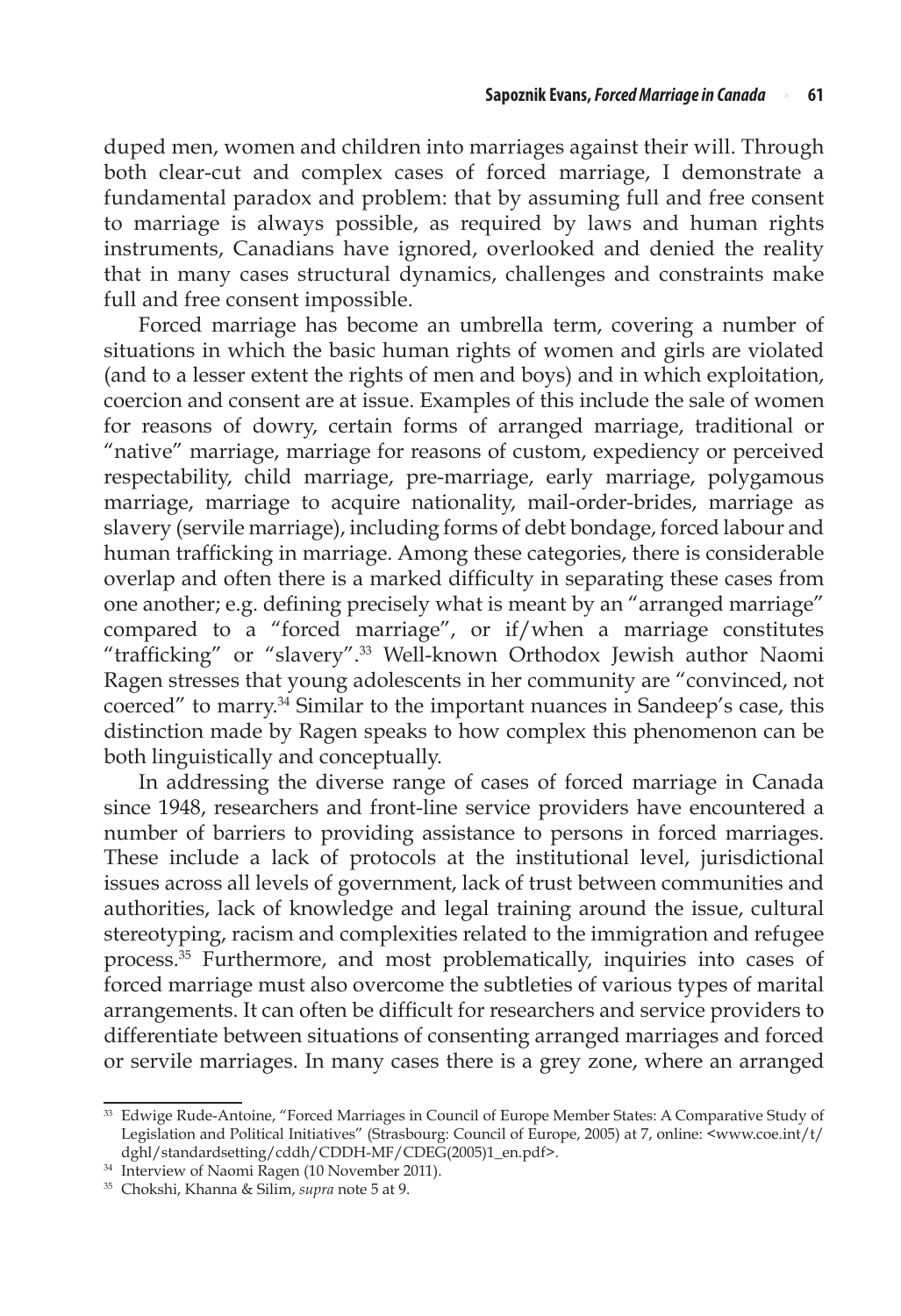duped men, women and children into marriages against their will. Through both clear-cut and complex cases of forced marriage, I demonstrate a fundamental paradox and problem: that by assuming full and free consent to marriage is always possible, as required by laws and human rights instruments, Canadians have ignored, overlooked and denied the reality that in many cases structural dynamics, challenges and constraints make full and free consent impossible.

Forced marriage has become an umbrella term, covering a number of situations in which the basic human rights of women and girls are violated (and to a lesser extent the rights of men and boys) and in which exploitation, coercion and consent are at issue. Examples of this include the sale of women for reasons of dowry, certain forms of arranged marriage, traditional or "native" marriage, marriage for reasons of custom, expediency or perceived respectability, child marriage, pre-marriage, early marriage, polygamous marriage, marriage to acquire nationality, mail-order-brides, marriage as slavery (servile marriage), including forms of debt bondage, forced labour and human trafficking in marriage. Among these categories, there is considerable overlap and often there is a marked difficulty in separating these cases from one another; e.g. defining precisely what is meant by an "arranged marriage" compared to a "forced marriage", or if/when a marriage constitutes "trafficking" or "slavery".[33] Well-known Orthodox Jewish author Naomi Ragen stresses that young adolescents in her community are "convinced, not coerced" to marry.[34] Similar to the important nuances in Sandeep's case, this distinction made by Ragen speaks to how complex this phenomenon can be both linguistically and conceptually.

In addressing the diverse range of cases of forced marriage in Canada since 1948, researchers and front-line service providers have encountered a number of barriers to providing assistance to persons in forced marriages. These include a lack of protocols at the institutional level, jurisdictional issues across all levels of government, lack of trust between communities and authorities, lack of knowledge and legal training around the issue, cultural stereotyping, racism and complexities related to the immigration and refugee process.[35] Furthermore, and most problematically, inquiries into cases of forced marriage must also overcome the subtleties of various types of marital arrangements. It can often be difficult for researchers and service providers to differentiate between situations of consenting arranged marriages and forced or servile marriages. In many cases there is a grey zone, where an arranged

---

[33] Edwige Rude-Antoine, "Forced Marriages in Council of Europe Member States: A Comparative Study of Legislation and Political Initiatives" (Strasbourg: Council of Europe, 2005) at 7, online: <www.coe.int/t/dghl/standardsetting/cddh/CDDH-MF/CDEG(2005)1_en.pdf>.

[34] Interview of Naomi Ragen (10 November 2011).

[35] Chokshi, Khanna & Silim, *supra* note 5 at 9.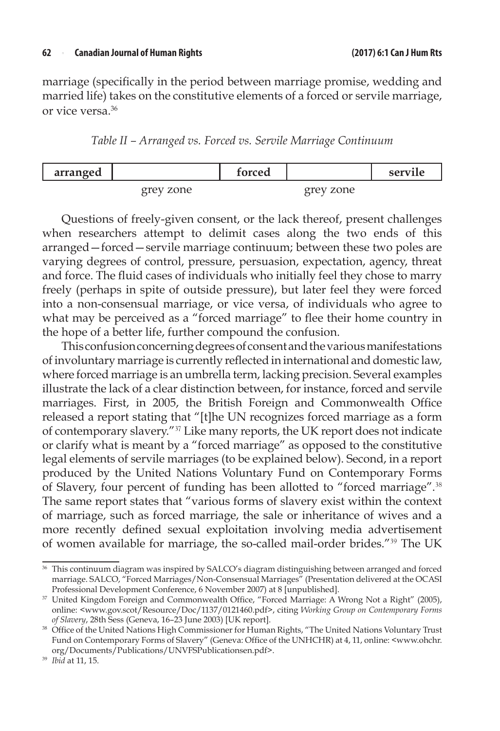marriage (specifically in the period between marriage promise, wedding and married life) takes on the constitutive elements of a forced or servile marriage, or vice versa.[36]

*Table II – Arranged vs. Forced vs. Servile Marriage Continuum*

| arranged | | forced | | servile |
|---|---|---|---|---|
| | grey zone | | grey zone | |

Questions of freely-given consent, or the lack thereof, present challenges when researchers attempt to delimit cases along the two ends of this arranged—forced—servile marriage continuum; between these two poles are varying degrees of control, pressure, persuasion, expectation, agency, threat and force. The fluid cases of individuals who initially feel they chose to marry freely (perhaps in spite of outside pressure), but later feel they were forced into a non-consensual marriage, or vice versa, of individuals who agree to what may be perceived as a "forced marriage" to flee their home country in the hope of a better life, further compound the confusion.

This confusion concerning degrees of consent and the various manifestations of involuntary marriage is currently reflected in international and domestic law, where forced marriage is an umbrella term, lacking precision. Several examples illustrate the lack of a clear distinction between, for instance, forced and servile marriages. First, in 2005, the British Foreign and Commonwealth Office released a report stating that "[t]he UN recognizes forced marriage as a form of contemporary slavery."[37] Like many reports, the UK report does not indicate or clarify what is meant by a "forced marriage" as opposed to the constitutive legal elements of servile marriages (to be explained below). Second, in a report produced by the United Nations Voluntary Fund on Contemporary Forms of Slavery, four percent of funding has been allotted to "forced marriage".[38] The same report states that "various forms of slavery exist within the context of marriage, such as forced marriage, the sale or inheritance of wives and a more recently defined sexual exploitation involving media advertisement of women available for marriage, the so-called mail-order brides."[39] The UK

---

[36] This continuum diagram was inspired by SALCO's diagram distinguishing between arranged and forced marriage. SALCO, "Forced Marriages/Non-Consensual Marriages" (Presentation delivered at the OCASI Professional Development Conference, 6 November 2007) at 8 [unpublished].

[37] United Kingdom Foreign and Commonwealth Office, "Forced Marriage: A Wrong Not a Right" (2005), online: <www.gov.scot/Resource/Doc/1137/0121460.pdf>, citing *Working Group on Contemporary Forms of Slavery*, 28th Sess (Geneva, 16–23 June 2003) [UK report].

[38] Office of the United Nations High Commissioner for Human Rights, "The United Nations Voluntary Trust Fund on Contemporary Forms of Slavery" (Geneva: Office of the UNHCHR) at 4, 11, online: <www.ohchr.org/Documents/Publications/UNVFSPublicationsen.pdf>.

[39] *Ibid* at 11, 15.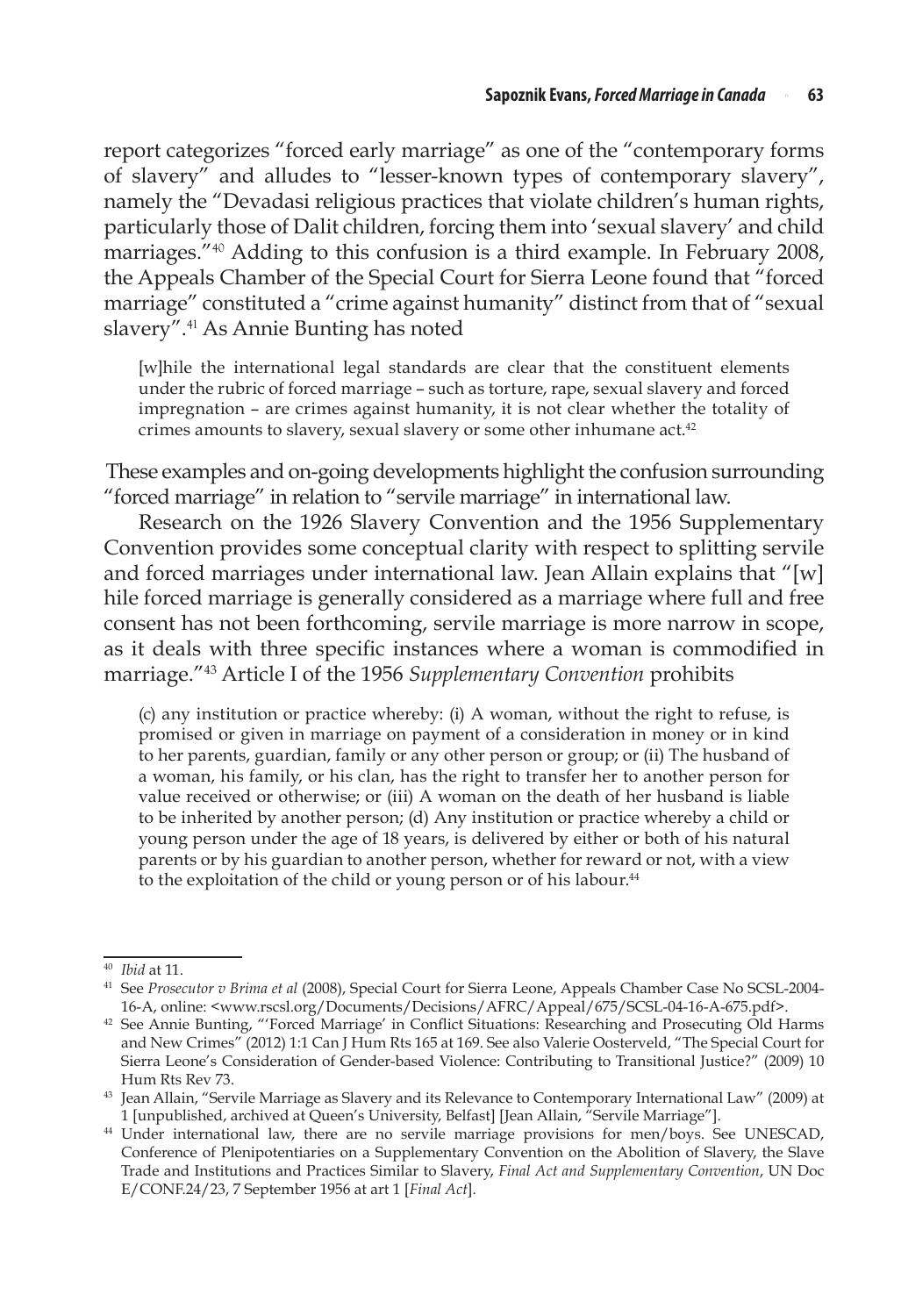report categorizes "forced early marriage" as one of the "contemporary forms of slavery" and alludes to "lesser-known types of contemporary slavery", namely the "Devadasi religious practices that violate children's human rights, particularly those of Dalit children, forcing them into 'sexual slavery' and child marriages."[40] Adding to this confusion is a third example. In February 2008, the Appeals Chamber of the Special Court for Sierra Leone found that "forced marriage" constituted a "crime against humanity" distinct from that of "sexual slavery".[41] As Annie Bunting has noted

> [w]hile the international legal standards are clear that the constituent elements under the rubric of forced marriage – such as torture, rape, sexual slavery and forced impregnation – are crimes against humanity, it is not clear whether the totality of crimes amounts to slavery, sexual slavery or some other inhumane act.[42]

These examples and on-going developments highlight the confusion surrounding "forced marriage" in relation to "servile marriage" in international law.

Research on the 1926 Slavery Convention and the 1956 Supplementary Convention provides some conceptual clarity with respect to splitting servile and forced marriages under international law. Jean Allain explains that "[w]hile forced marriage is generally considered as a marriage where full and free consent has not been forthcoming, servile marriage is more narrow in scope, as it deals with three specific instances where a woman is commodified in marriage."[43] Article I of the 1956 *Supplementary Convention* prohibits

> (c) any institution or practice whereby: (i) A woman, without the right to refuse, is promised or given in marriage on payment of a consideration in money or in kind to her parents, guardian, family or any other person or group; or (ii) The husband of a woman, his family, or his clan, has the right to transfer her to another person for value received or otherwise; or (iii) A woman on the death of her husband is liable to be inherited by another person; (d) Any institution or practice whereby a child or young person under the age of 18 years, is delivered by either or both of his natural parents or by his guardian to another person, whether for reward or not, with a view to the exploitation of the child or young person or of his labour.[44]

---

[40] *Ibid* at 11.

[41] See *Prosecutor v Brima et al* (2008), Special Court for Sierra Leone, Appeals Chamber Case No SCSL-2004-16-A, online: <www.rscsl.org/Documents/Decisions/AFRC/Appeal/675/SCSL-04-16-A-675.pdf>.

[42] See Annie Bunting, "'Forced Marriage' in Conflict Situations: Researching and Prosecuting Old Harms and New Crimes" (2012) 1:1 Can J Hum Rts 165 at 169. See also Valerie Oosterveld, "The Special Court for Sierra Leone's Consideration of Gender-based Violence: Contributing to Transitional Justice?" (2009) 10 Hum Rts Rev 73.

[43] Jean Allain, "Servile Marriage as Slavery and its Relevance to Contemporary International Law" (2009) at 1 [unpublished, archived at Queen's University, Belfast] [Jean Allain, "Servile Marriage"].

[44] Under international law, there are no servile marriage provisions for men/boys. See UNESCAD, Conference of Plenipotentiaries on a Supplementary Convention on the Abolition of Slavery, the Slave Trade and Institutions and Practices Similar to Slavery, *Final Act and Supplementary Convention*, UN Doc E/CONF.24/23, 7 September 1956 at art 1 [*Final Act*].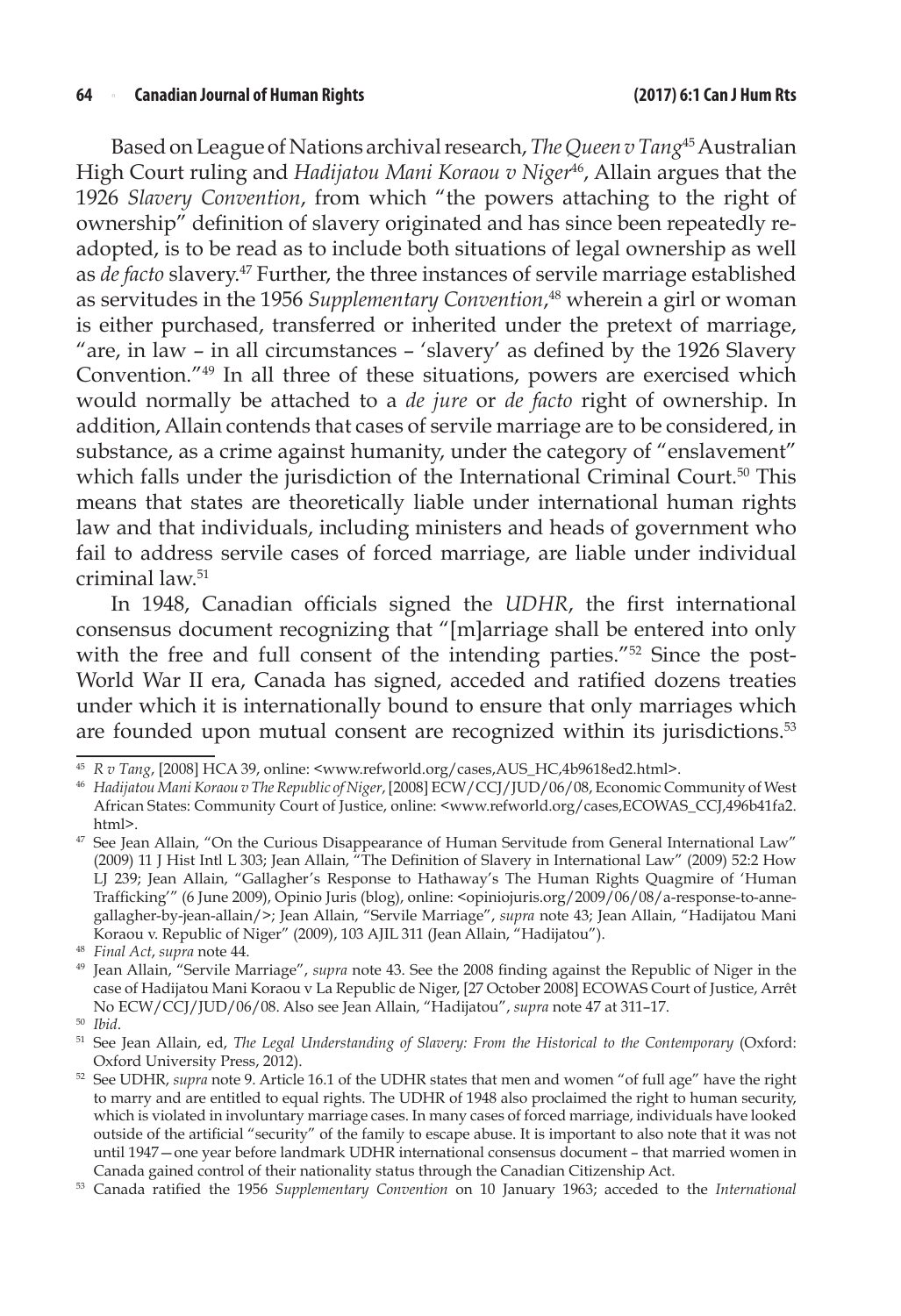Based on League of Nations archival research, *The Queen v Tang*[45] Australian High Court ruling and *Hadijatou Mani Koraou v Niger*[46], Allain argues that the 1926 *Slavery Convention*, from which "the powers attaching to the right of ownership" definition of slavery originated and has since been repeatedly re-adopted, is to be read as to include both situations of legal ownership as well as *de facto* slavery.[47] Further, the three instances of servile marriage established as servitudes in the 1956 *Supplementary Convention*,[48] wherein a girl or woman is either purchased, transferred or inherited under the pretext of marriage, "are, in law – in all circumstances – 'slavery' as defined by the 1926 Slavery Convention."[49] In all three of these situations, powers are exercised which would normally be attached to a *de jure* or *de facto* right of ownership. In addition, Allain contends that cases of servile marriage are to be considered, in substance, as a crime against humanity, under the category of "enslavement" which falls under the jurisdiction of the International Criminal Court.[50] This means that states are theoretically liable under international human rights law and that individuals, including ministers and heads of government who fail to address servile cases of forced marriage, are liable under individual criminal law.[51]

In 1948, Canadian officials signed the *UDHR*, the first international consensus document recognizing that "[m]arriage shall be entered into only with the free and full consent of the intending parties."[52] Since the post-World War II era, Canada has signed, acceded and ratified dozens treaties under which it is internationally bound to ensure that only marriages which are founded upon mutual consent are recognized within its jurisdictions.[53]

---

[45] *R v Tang*, [2008] HCA 39, online: <www.refworld.org/cases,AUS_HC,4b9618ed2.html>.

[46] *Hadijatou Mani Koraou v The Republic of Niger*, [2008] ECW/CCJ/JUD/06/08, Economic Community of West African States: Community Court of Justice, online: <www.refworld.org/cases,ECOWAS_CCJ,496b41fa2.html>.

[47] See Jean Allain, "On the Curious Disappearance of Human Servitude from General International Law" (2009) 11 J Hist Intl L 303; Jean Allain, "The Definition of Slavery in International Law" (2009) 52:2 How LJ 239; Jean Allain, "Gallagher's Response to Hathaway's The Human Rights Quagmire of 'Human Trafficking'" (6 June 2009), Opinio Juris (blog), online: <opiniojuris.org/2009/06/08/a-response-to-anne-gallagher-by-jean-allain/>; Jean Allain, "Servile Marriage", *supra* note 43; Jean Allain, "Hadijatou Mani Koraou v. Republic of Niger" (2009), 103 AJIL 311 (Jean Allain, "Hadijatou").

[48] *Final Act*, *supra* note 44.

[49] Jean Allain, "Servile Marriage", *supra* note 43. See the 2008 finding against the Republic of Niger in the case of Hadijatou Mani Koraou v La Republic de Niger, [27 October 2008] ECOWAS Court of Justice, Arrêt No ECW/CCJ/JUD/06/08. Also see Jean Allain, "Hadijatou", *supra* note 47 at 311–17.

[50] *Ibid*.

[51] See Jean Allain, ed, *The Legal Understanding of Slavery: From the Historical to the Contemporary* (Oxford: Oxford University Press, 2012).

[52] See UDHR, *supra* note 9. Article 16.1 of the UDHR states that men and women "of full age" have the right to marry and are entitled to equal rights. The UDHR of 1948 also proclaimed the right to human security, which is violated in involuntary marriage cases. In many cases of forced marriage, individuals have looked outside of the artificial "security" of the family to escape abuse. It is important to also note that it was not until 1947—one year before landmark UDHR international consensus document – that married women in Canada gained control of their nationality status through the Canadian Citizenship Act.

[53] Canada ratified the 1956 *Supplementary Convention* on 10 January 1963; acceded to the *International*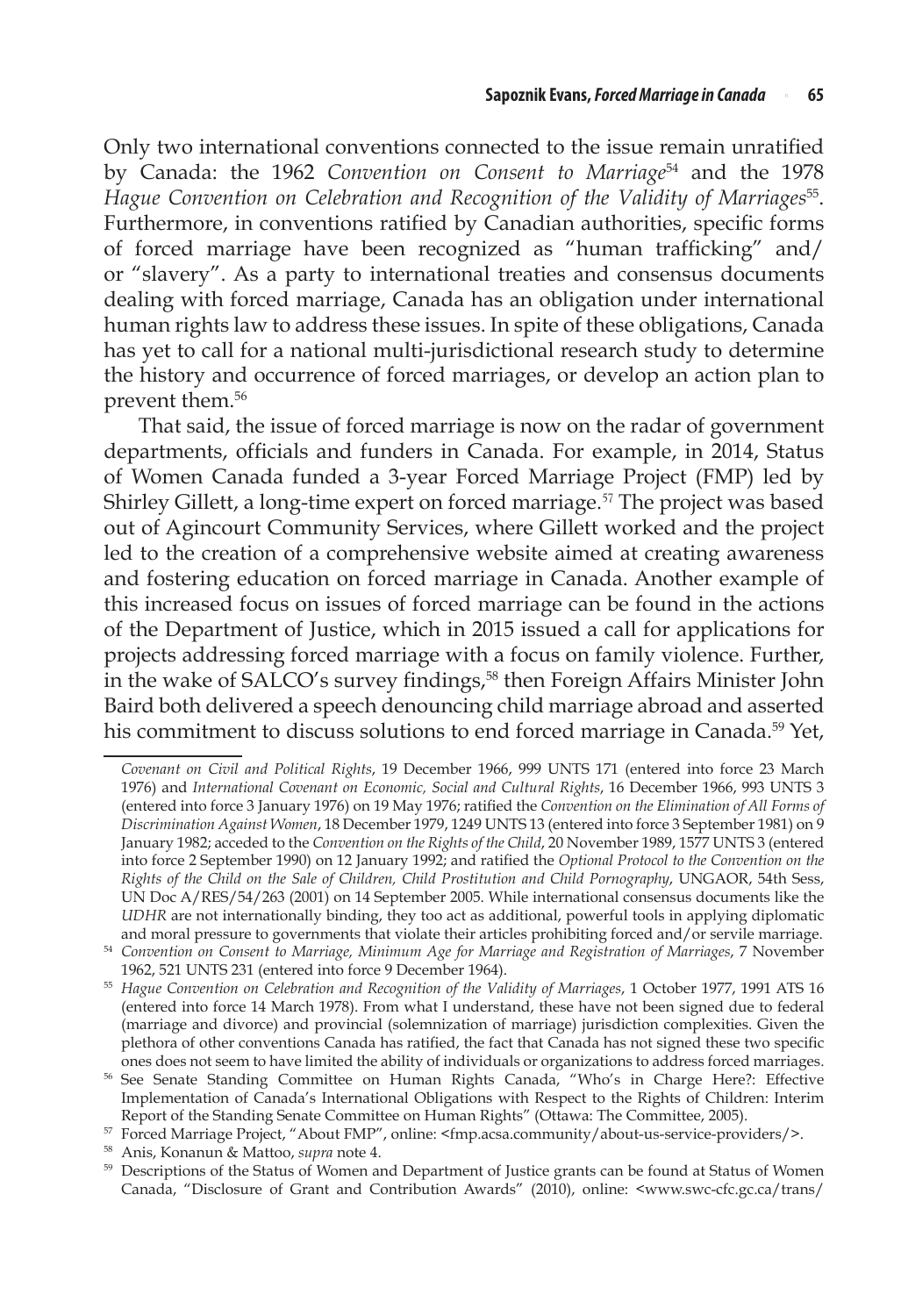Only two international conventions connected to the issue remain unratified by Canada: the 1962 *Convention on Consent to Marriage*[54] and the 1978 *Hague Convention on Celebration and Recognition of the Validity of Marriages*[55]. Furthermore, in conventions ratified by Canadian authorities, specific forms of forced marriage have been recognized as "human trafficking" and/ or "slavery". As a party to international treaties and consensus documents dealing with forced marriage, Canada has an obligation under international human rights law to address these issues. In spite of these obligations, Canada has yet to call for a national multi-jurisdictional research study to determine the history and occurrence of forced marriages, or develop an action plan to prevent them.[56]

That said, the issue of forced marriage is now on the radar of government departments, officials and funders in Canada. For example, in 2014, Status of Women Canada funded a 3-year Forced Marriage Project (FMP) led by Shirley Gillett, a long-time expert on forced marriage.[57] The project was based out of Agincourt Community Services, where Gillett worked and the project led to the creation of a comprehensive website aimed at creating awareness and fostering education on forced marriage in Canada. Another example of this increased focus on issues of forced marriage can be found in the actions of the Department of Justice, which in 2015 issued a call for applications for projects addressing forced marriage with a focus on family violence. Further, in the wake of SALCO's survey findings,[58] then Foreign Affairs Minister John Baird both delivered a speech denouncing child marriage abroad and asserted his commitment to discuss solutions to end forced marriage in Canada.[59] Yet,

---

*Covenant on Civil and Political Rights*, 19 December 1966, 999 UNTS 171 (entered into force 23 March 1976) and *International Covenant on Economic, Social and Cultural Rights*, 16 December 1966, 993 UNTS 3 (entered into force 3 January 1976) on 19 May 1976; ratified the *Convention on the Elimination of All Forms of Discrimination Against Women*, 18 December 1979, 1249 UNTS 13 (entered into force 3 September 1981) on 9 January 1982; acceded to the *Convention on the Rights of the Child*, 20 November 1989, 1577 UNTS 3 (entered into force 2 September 1990) on 12 January 1992; and ratified the *Optional Protocol to the Convention on the Rights of the Child on the Sale of Children, Child Prostitution and Child Pornography*, UNGAOR, 54th Sess, UN Doc A/RES/54/263 (2001) on 14 September 2005. While international consensus documents like the *UDHR* are not internationally binding, they too act as additional, powerful tools in applying diplomatic and moral pressure to governments that violate their articles prohibiting forced and/or servile marriage.

[54] *Convention on Consent to Marriage, Minimum Age for Marriage and Registration of Marriages*, 7 November 1962, 521 UNTS 231 (entered into force 9 December 1964).

[55] *Hague Convention on Celebration and Recognition of the Validity of Marriages*, 1 October 1977, 1991 ATS 16 (entered into force 14 March 1978). From what I understand, these have not been signed due to federal (marriage and divorce) and provincial (solemnization of marriage) jurisdiction complexities. Given the plethora of other conventions Canada has ratified, the fact that Canada has not signed these two specific ones does not seem to have limited the ability of individuals or organizations to address forced marriages.

[56] See Senate Standing Committee on Human Rights Canada, "Who's in Charge Here?: Effective Implementation of Canada's International Obligations with Respect to the Rights of Children: Interim Report of the Standing Senate Committee on Human Rights" (Ottawa: The Committee, 2005).

[57] Forced Marriage Project, "About FMP", online: <fmp.acsa.community/about-us-service-providers/>.

[58] Anis, Konanun & Mattoo, *supra* note 4.

[59] Descriptions of the Status of Women and Department of Justice grants can be found at Status of Women Canada, "Disclosure of Grant and Contribution Awards" (2010), online: <www.swc-cfc.gc.ca/trans/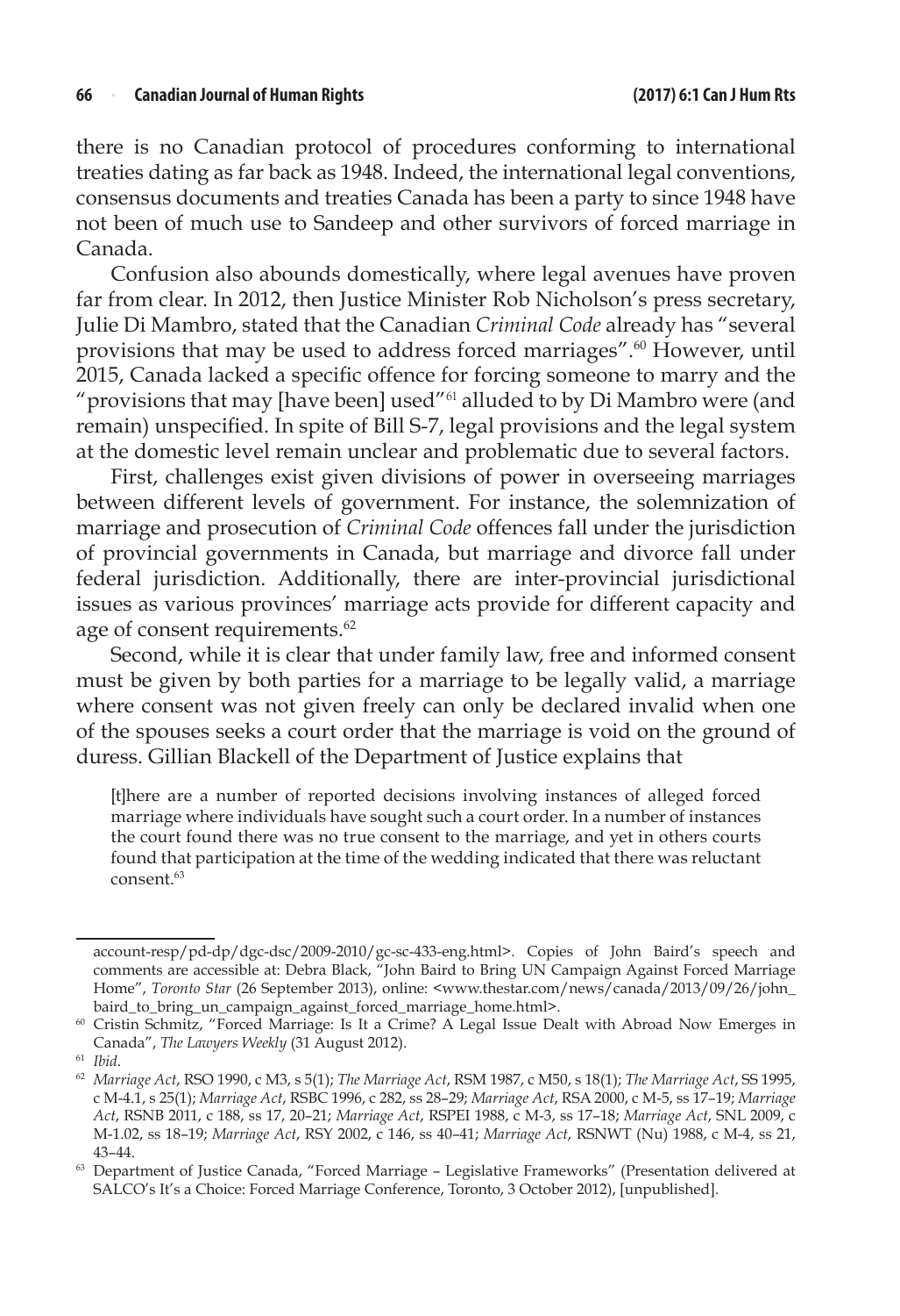there is no Canadian protocol of procedures conforming to international treaties dating as far back as 1948. Indeed, the international legal conventions, consensus documents and treaties Canada has been a party to since 1948 have not been of much use to Sandeep and other survivors of forced marriage in Canada.

Confusion also abounds domestically, where legal avenues have proven far from clear. In 2012, then Justice Minister Rob Nicholson's press secretary, Julie Di Mambro, stated that the Canadian *Criminal Code* already has "several provisions that may be used to address forced marriages".[60] However, until 2015, Canada lacked a specific offence for forcing someone to marry and the "provisions that may [have been] used"[61] alluded to by Di Mambro were (and remain) unspecified. In spite of Bill S-7, legal provisions and the legal system at the domestic level remain unclear and problematic due to several factors.

First, challenges exist given divisions of power in overseeing marriages between different levels of government. For instance, the solemnization of marriage and prosecution of *Criminal Code* offences fall under the jurisdiction of provincial governments in Canada, but marriage and divorce fall under federal jurisdiction. Additionally, there are inter-provincial jurisdictional issues as various provinces' marriage acts provide for different capacity and age of consent requirements.[62]

Second, while it is clear that under family law, free and informed consent must be given by both parties for a marriage to be legally valid, a marriage where consent was not given freely can only be declared invalid when one of the spouses seeks a court order that the marriage is void on the ground of duress. Gillian Blackell of the Department of Justice explains that

> [t]here are a number of reported decisions involving instances of alleged forced marriage where individuals have sought such a court order. In a number of instances the court found there was no true consent to the marriage, and yet in others courts found that participation at the time of the wedding indicated that there was reluctant consent.[63]

---

account-resp/pd-dp/dgc-dsc/2009-2010/gc-sc-433-eng.html>. Copies of John Baird's speech and comments are accessible at: Debra Black, "John Baird to Bring UN Campaign Against Forced Marriage Home", *Toronto Star* (26 September 2013), online: <www.thestar.com/news/canada/2013/09/26/john_baird_to_bring_un_campaign_against_forced_marriage_home.html>.

[60] Cristin Schmitz, "Forced Marriage: Is It a Crime? A Legal Issue Dealt with Abroad Now Emerges in Canada", *The Lawyers Weekly* (31 August 2012).

[61] *Ibid*.

[62] *Marriage Act*, RSO 1990, c M3, s 5(1); *The Marriage Act*, RSM 1987, c M50, s 18(1); *The Marriage Act*, SS 1995, c M-4.1, s 25(1); *Marriage Act*, RSBC 1996, c 282, ss 28–29; *Marriage Act*, RSA 2000, c M-5, ss 17–19; *Marriage Act*, RSNB 2011, c 188, ss 17, 20–21; *Marriage Act*, RSPEI 1988, c M-3, ss 17–18; *Marriage Act*, SNL 2009, c M-1.02, ss 18–19; *Marriage Act*, RSY 2002, c 146, ss 40–41; *Marriage Act*, RSNWT (Nu) 1988, c M-4, ss 21, 43–44.

[63] Department of Justice Canada, "Forced Marriage – Legislative Frameworks" (Presentation delivered at SALCO's It's a Choice: Forced Marriage Conference, Toronto, 3 October 2012), [unpublished].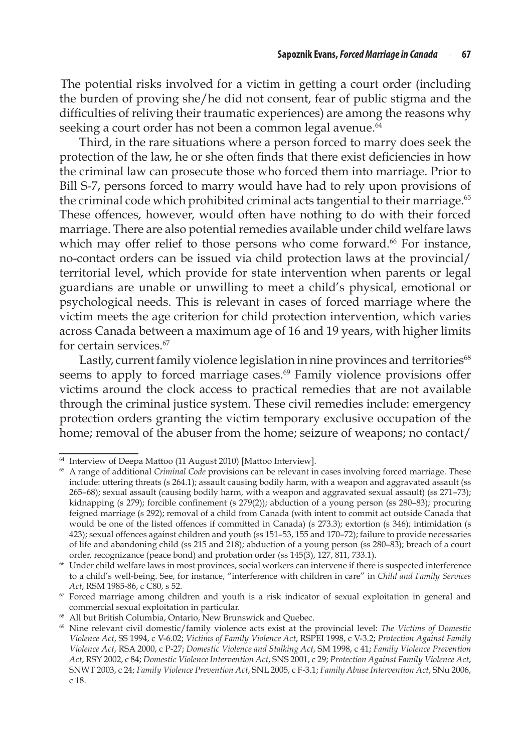The potential risks involved for a victim in getting a court order (including the burden of proving she/he did not consent, fear of public stigma and the difficulties of reliving their traumatic experiences) are among the reasons why seeking a court order has not been a common legal avenue.[64]

Third, in the rare situations where a person forced to marry does seek the protection of the law, he or she often finds that there exist deficiencies in how the criminal law can prosecute those who forced them into marriage. Prior to Bill S-7, persons forced to marry would have had to rely upon provisions of the criminal code which prohibited criminal acts tangential to their marriage.[65] These offences, however, would often have nothing to do with their forced marriage. There are also potential remedies available under child welfare laws which may offer relief to those persons who come forward.[66] For instance, no-contact orders can be issued via child protection laws at the provincial/territorial level, which provide for state intervention when parents or legal guardians are unable or unwilling to meet a child's physical, emotional or psychological needs. This is relevant in cases of forced marriage where the victim meets the age criterion for child protection intervention, which varies across Canada between a maximum age of 16 and 19 years, with higher limits for certain services.[67]

Lastly, current family violence legislation in nine provinces and territories[68] seems to apply to forced marriage cases.[69] Family violence provisions offer victims around the clock access to practical remedies that are not available through the criminal justice system. These civil remedies include: emergency protection orders granting the victim temporary exclusive occupation of the home; removal of the abuser from the home; seizure of weapons; no contact/

---

[64] Interview of Deepa Mattoo (11 August 2010) [Mattoo Interview].

[65] A range of additional *Criminal Code* provisions can be relevant in cases involving forced marriage. These include: uttering threats (s 264.1); assault causing bodily harm, with a weapon and aggravated assault (ss 265–68); sexual assault (causing bodily harm, with a weapon and aggravated sexual assault) (ss 271–73); kidnapping (s 279); forcible confinement (s 279(2)); abduction of a young person (ss 280–83); procuring feigned marriage (s 292); removal of a child from Canada (with intent to commit act outside Canada that would be one of the listed offences if committed in Canada) (s 273.3); extortion (s 346); intimidation (s 423); sexual offences against children and youth (ss 151–53, 155 and 170–72); failure to provide necessaries of life and abandoning child (ss 215 and 218); abduction of a young person (ss 280–83); breach of a court order, recognizance (peace bond) and probation order (ss 145(3), 127, 811, 733.1).

[66] Under child welfare laws in most provinces, social workers can intervene if there is suspected interference to a child's well-being. See, for instance, "interference with children in care" in *Child and Family Services Act*, RSM 1985-86, c C80, s 52.

[67] Forced marriage among children and youth is a risk indicator of sexual exploitation in general and commercial sexual exploitation in particular.

[68] All but British Columbia, Ontario, New Brunswick and Quebec.

[69] Nine relevant civil domestic/family violence acts exist at the provincial level: *The Victims of Domestic Violence Act*, SS 1994, c V-6.02; *Victims of Family Violence Act*, RSPEI 1998, c V-3.2; *Protection Against Family Violence Act*, RSA 2000, c P-27; *Domestic Violence and Stalking Act*, SM 1998, c 41; *Family Violence Prevention Act*, RSY 2002, c 84; *Domestic Violence Intervention Act*, SNS 2001, c 29; *Protection Against Family Violence Act*, SNWT 2003, c 24; *Family Violence Prevention Act*, SNL 2005, c F-3.1; *Family Abuse Intervention Act*, SNu 2006, c 18.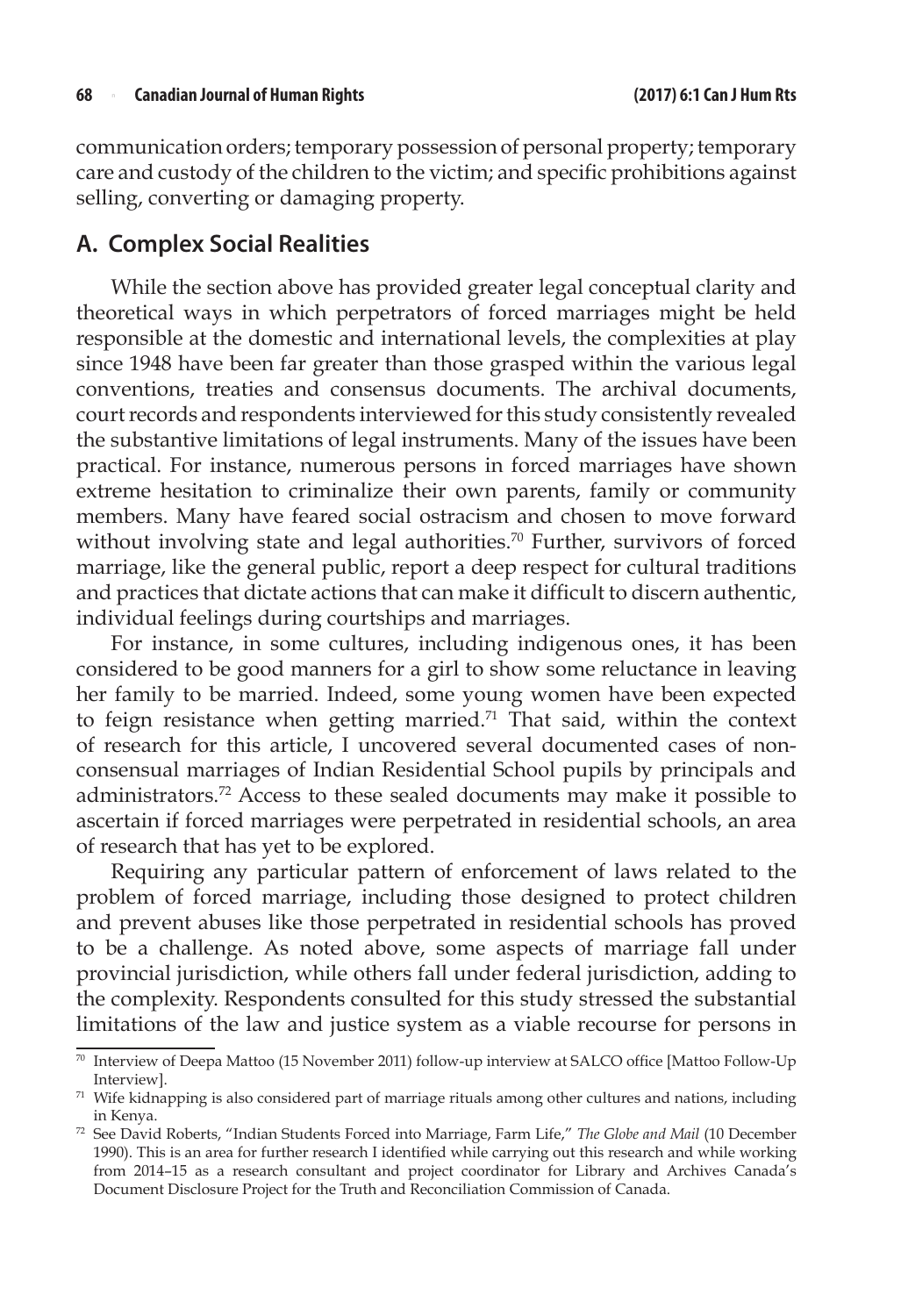communication orders; temporary possession of personal property; temporary care and custody of the children to the victim; and specific prohibitions against selling, converting or damaging property.

## A. Complex Social Realities

While the section above has provided greater legal conceptual clarity and theoretical ways in which perpetrators of forced marriages might be held responsible at the domestic and international levels, the complexities at play since 1948 have been far greater than those grasped within the various legal conventions, treaties and consensus documents. The archival documents, court records and respondents interviewed for this study consistently revealed the substantive limitations of legal instruments. Many of the issues have been practical. For instance, numerous persons in forced marriages have shown extreme hesitation to criminalize their own parents, family or community members. Many have feared social ostracism and chosen to move forward without involving state and legal authorities.[70] Further, survivors of forced marriage, like the general public, report a deep respect for cultural traditions and practices that dictate actions that can make it difficult to discern authentic, individual feelings during courtships and marriages.

For instance, in some cultures, including indigenous ones, it has been considered to be good manners for a girl to show some reluctance in leaving her family to be married. Indeed, some young women have been expected to feign resistance when getting married.[71] That said, within the context of research for this article, I uncovered several documented cases of non-consensual marriages of Indian Residential School pupils by principals and administrators.[72] Access to these sealed documents may make it possible to ascertain if forced marriages were perpetrated in residential schools, an area of research that has yet to be explored.

Requiring any particular pattern of enforcement of laws related to the problem of forced marriage, including those designed to protect children and prevent abuses like those perpetrated in residential schools has proved to be a challenge. As noted above, some aspects of marriage fall under provincial jurisdiction, while others fall under federal jurisdiction, adding to the complexity. Respondents consulted for this study stressed the substantial limitations of the law and justice system as a viable recourse for persons in

---

[70] Interview of Deepa Mattoo (15 November 2011) follow-up interview at SALCO office [Mattoo Follow-Up Interview].

[71] Wife kidnapping is also considered part of marriage rituals among other cultures and nations, including in Kenya.

[72] See David Roberts, "Indian Students Forced into Marriage, Farm Life," *The Globe and Mail* (10 December 1990). This is an area for further research I identified while carrying out this research and while working from 2014–15 as a research consultant and project coordinator for Library and Archives Canada's Document Disclosure Project for the Truth and Reconciliation Commission of Canada.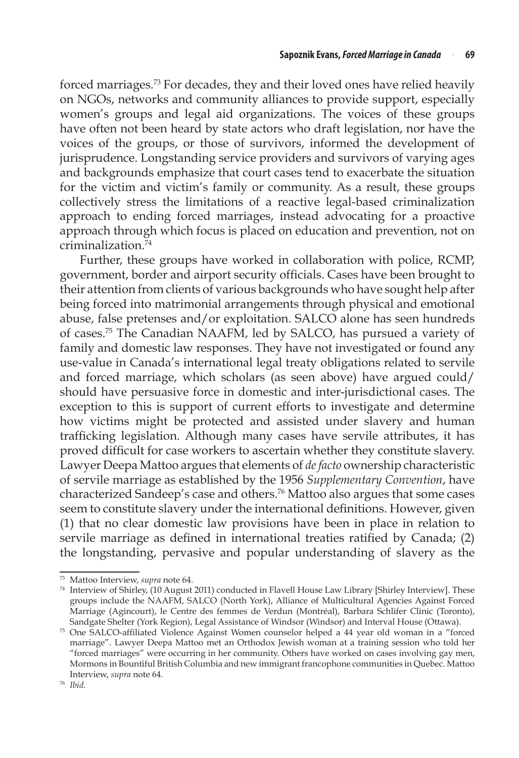forced marriages.[73] For decades, they and their loved ones have relied heavily on NGOs, networks and community alliances to provide support, especially women's groups and legal aid organizations. The voices of these groups have often not been heard by state actors who draft legislation, nor have the voices of the groups, or those of survivors, informed the development of jurisprudence. Longstanding service providers and survivors of varying ages and backgrounds emphasize that court cases tend to exacerbate the situation for the victim and victim's family or community. As a result, these groups collectively stress the limitations of a reactive legal-based criminalization approach to ending forced marriages, instead advocating for a proactive approach through which focus is placed on education and prevention, not on criminalization.[74]

Further, these groups have worked in collaboration with police, RCMP, government, border and airport security officials. Cases have been brought to their attention from clients of various backgrounds who have sought help after being forced into matrimonial arrangements through physical and emotional abuse, false pretenses and/or exploitation. SALCO alone has seen hundreds of cases.[75] The Canadian NAAFM, led by SALCO, has pursued a variety of family and domestic law responses. They have not investigated or found any use-value in Canada's international legal treaty obligations related to servile and forced marriage, which scholars (as seen above) have argued could/should have persuasive force in domestic and inter-jurisdictional cases. The exception to this is support of current efforts to investigate and determine how victims might be protected and assisted under slavery and human trafficking legislation. Although many cases have servile attributes, it has proved difficult for case workers to ascertain whether they constitute slavery. Lawyer Deepa Mattoo argues that elements of *de facto* ownership characteristic of servile marriage as established by the 1956 *Supplementary Convention*, have characterized Sandeep's case and others.[76] Mattoo also argues that some cases seem to constitute slavery under the international definitions. However, given (1) that no clear domestic law provisions have been in place in relation to servile marriage as defined in international treaties ratified by Canada; (2) the longstanding, pervasive and popular understanding of slavery as the

---

[73] Mattoo Interview, *supra* note 64.

[74] Interview of Shirley, (10 August 2011) conducted in Flavell House Law Library [Shirley Interview]. These groups include the NAAFM, SALCO (North York), Alliance of Multicultural Agencies Against Forced Marriage (Agincourt), le Centre des femmes de Verdun (Montréal), Barbara Schlifer Clinic (Toronto), Sandgate Shelter (York Region), Legal Assistance of Windsor (Windsor) and Interval House (Ottawa).

[75] One SALCO-affiliated Violence Against Women counselor helped a 44 year old woman in a "forced marriage". Lawyer Deepa Mattoo met an Orthodox Jewish woman at a training session who told her "forced marriages" were occurring in her community. Others have worked on cases involving gay men, Mormons in Bountiful British Columbia and new immigrant francophone communities in Quebec. Mattoo Interview, *supra* note 64.

[76] *Ibid.*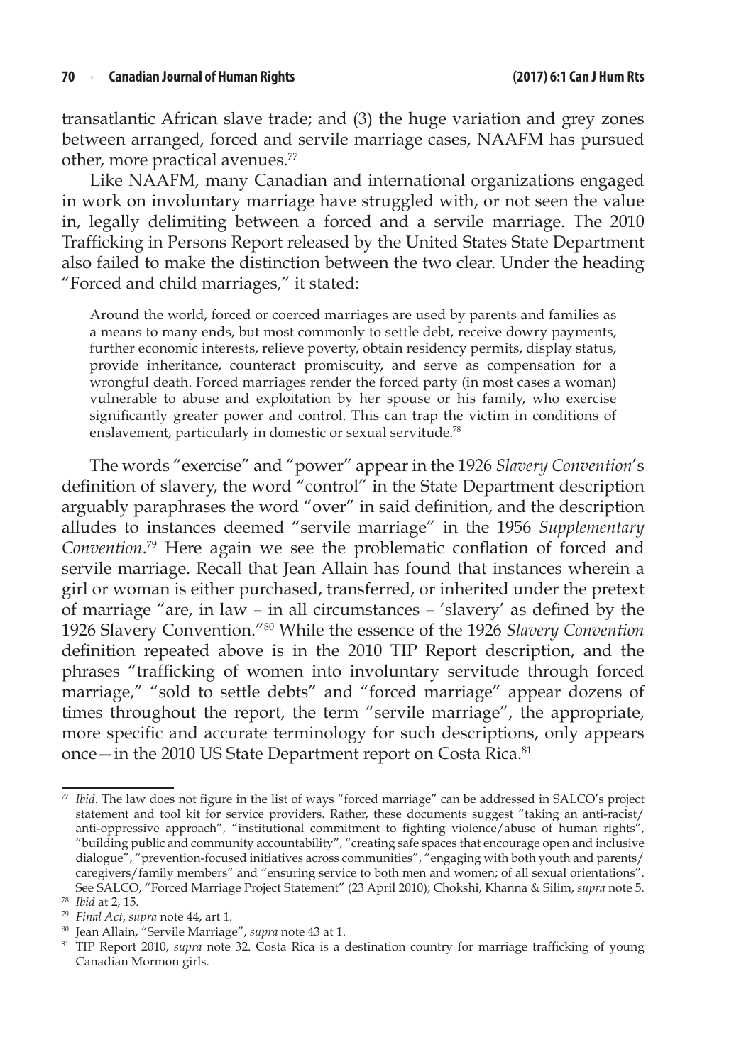transatlantic African slave trade; and (3) the huge variation and grey zones between arranged, forced and servile marriage cases, NAAFM has pursued other, more practical avenues.[77]

Like NAAFM, many Canadian and international organizations engaged in work on involuntary marriage have struggled with, or not seen the value in, legally delimiting between a forced and a servile marriage. The 2010 Trafficking in Persons Report released by the United States State Department also failed to make the distinction between the two clear. Under the heading "Forced and child marriages," it stated:

> Around the world, forced or coerced marriages are used by parents and families as a means to many ends, but most commonly to settle debt, receive dowry payments, further economic interests, relieve poverty, obtain residency permits, display status, provide inheritance, counteract promiscuity, and serve as compensation for a wrongful death. Forced marriages render the forced party (in most cases a woman) vulnerable to abuse and exploitation by her spouse or his family, who exercise significantly greater power and control. This can trap the victim in conditions of enslavement, particularly in domestic or sexual servitude.[78]

The words "exercise" and "power" appear in the 1926 *Slavery Convention*'s definition of slavery, the word "control" in the State Department description arguably paraphrases the word "over" in said definition, and the description alludes to instances deemed "servile marriage" in the 1956 *Supplementary Convention*.[79] Here again we see the problematic conflation of forced and servile marriage. Recall that Jean Allain has found that instances wherein a girl or woman is either purchased, transferred, or inherited under the pretext of marriage "are, in law – in all circumstances – 'slavery' as defined by the 1926 Slavery Convention."[80] While the essence of the 1926 *Slavery Convention* definition repeated above is in the 2010 TIP Report description, and the phrases "trafficking of women into involuntary servitude through forced marriage," "sold to settle debts" and "forced marriage" appear dozens of times throughout the report, the term "servile marriage", the appropriate, more specific and accurate terminology for such descriptions, only appears once—in the 2010 US State Department report on Costa Rica.[81]

---

[77] *Ibid*. The law does not figure in the list of ways "forced marriage" can be addressed in SALCO's project statement and tool kit for service providers. Rather, these documents suggest "taking an anti-racist/anti-oppressive approach", "institutional commitment to fighting violence/abuse of human rights", "building public and community accountability", "creating safe spaces that encourage open and inclusive dialogue", "prevention-focused initiatives across communities", "engaging with both youth and parents/caregivers/family members" and "ensuring service to both men and women; of all sexual orientations". See SALCO, "Forced Marriage Project Statement" (23 April 2010); Chokshi, Khanna & Silim, *supra* note 5.

[78] *Ibid* at 2, 15.

[79] *Final Act*, *supra* note 44, art 1.

[80] Jean Allain, "Servile Marriage", *supra* note 43 at 1.

[81] TIP Report 2010, *supra* note 32. Costa Rica is a destination country for marriage trafficking of young Canadian Mormon girls.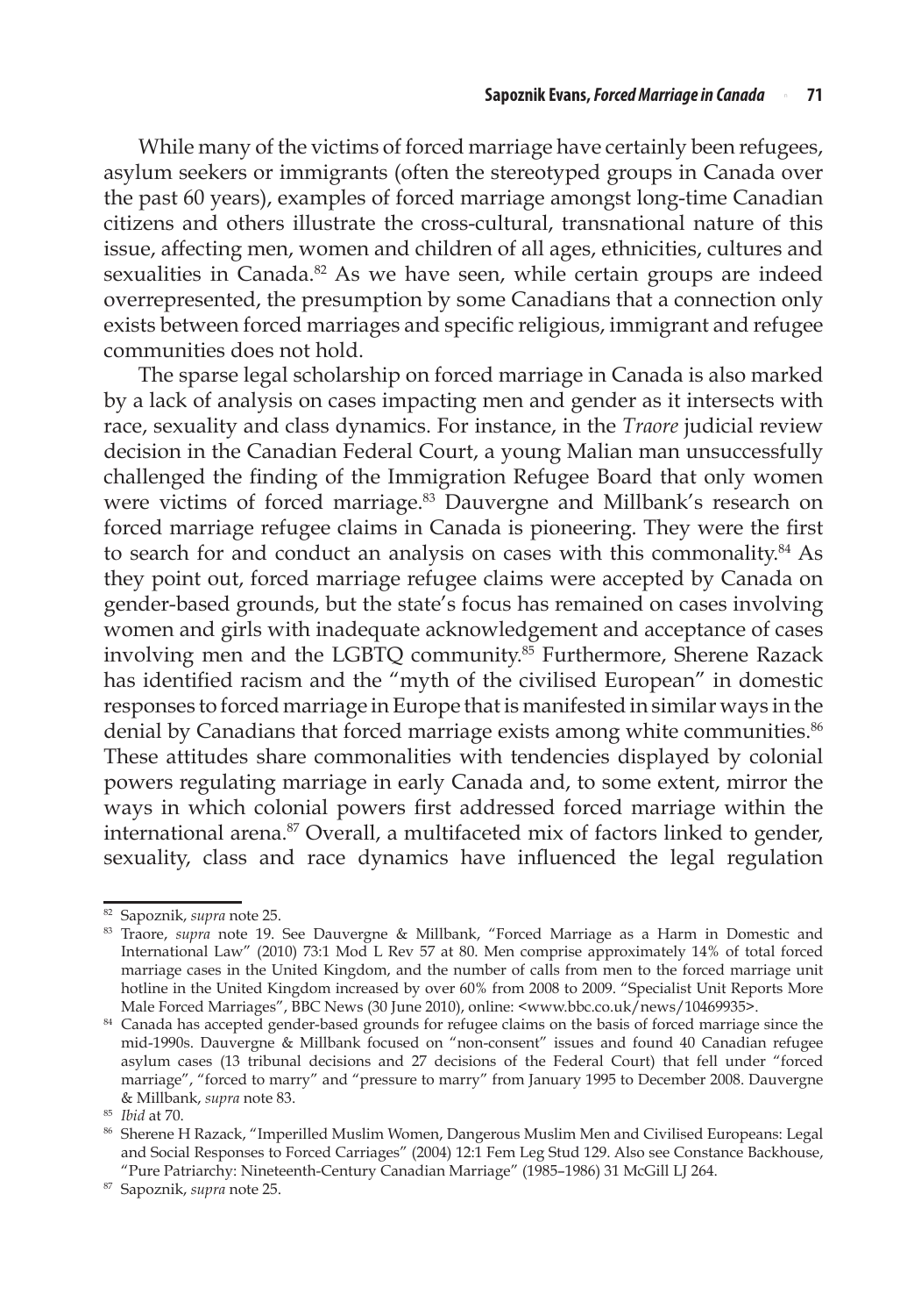While many of the victims of forced marriage have certainly been refugees, asylum seekers or immigrants (often the stereotyped groups in Canada over the past 60 years), examples of forced marriage amongst long-time Canadian citizens and others illustrate the cross-cultural, transnational nature of this issue, affecting men, women and children of all ages, ethnicities, cultures and sexualities in Canada.[82] As we have seen, while certain groups are indeed overrepresented, the presumption by some Canadians that a connection only exists between forced marriages and specific religious, immigrant and refugee communities does not hold.

The sparse legal scholarship on forced marriage in Canada is also marked by a lack of analysis on cases impacting men and gender as it intersects with race, sexuality and class dynamics. For instance, in the *Traore* judicial review decision in the Canadian Federal Court, a young Malian man unsuccessfully challenged the finding of the Immigration Refugee Board that only women were victims of forced marriage.[83] Dauvergne and Millbank's research on forced marriage refugee claims in Canada is pioneering. They were the first to search for and conduct an analysis on cases with this commonality.[84] As they point out, forced marriage refugee claims were accepted by Canada on gender-based grounds, but the state's focus has remained on cases involving women and girls with inadequate acknowledgement and acceptance of cases involving men and the LGBTQ community.[85] Furthermore, Sherene Razack has identified racism and the "myth of the civilised European" in domestic responses to forced marriage in Europe that is manifested in similar ways in the denial by Canadians that forced marriage exists among white communities.[86] These attitudes share commonalities with tendencies displayed by colonial powers regulating marriage in early Canada and, to some extent, mirror the ways in which colonial powers first addressed forced marriage within the international arena.[87] Overall, a multifaceted mix of factors linked to gender, sexuality, class and race dynamics have influenced the legal regulation

---

[82] Sapoznik, *supra* note 25.

[83] Traore, *supra* note 19. See Dauvergne & Millbank, "Forced Marriage as a Harm in Domestic and International Law" (2010) 73:1 Mod L Rev 57 at 80. Men comprise approximately 14% of total forced marriage cases in the United Kingdom, and the number of calls from men to the forced marriage unit hotline in the United Kingdom increased by over 60% from 2008 to 2009. "Specialist Unit Reports More Male Forced Marriages", BBC News (30 June 2010), online: <www.bbc.co.uk/news/10469935>.

[84] Canada has accepted gender-based grounds for refugee claims on the basis of forced marriage since the mid-1990s. Dauvergne & Millbank focused on "non-consent" issues and found 40 Canadian refugee asylum cases (13 tribunal decisions and 27 decisions of the Federal Court) that fell under "forced marriage", "forced to marry" and "pressure to marry" from January 1995 to December 2008. Dauvergne & Millbank, *supra* note 83.

[85] *Ibid* at 70.

[86] Sherene H Razack, "Imperilled Muslim Women, Dangerous Muslim Men and Civilised Europeans: Legal and Social Responses to Forced Carriages" (2004) 12:1 Fem Leg Stud 129. Also see Constance Backhouse, "Pure Patriarchy: Nineteenth-Century Canadian Marriage" (1985–1986) 31 McGill LJ 264.

[87] Sapoznik, *supra* note 25.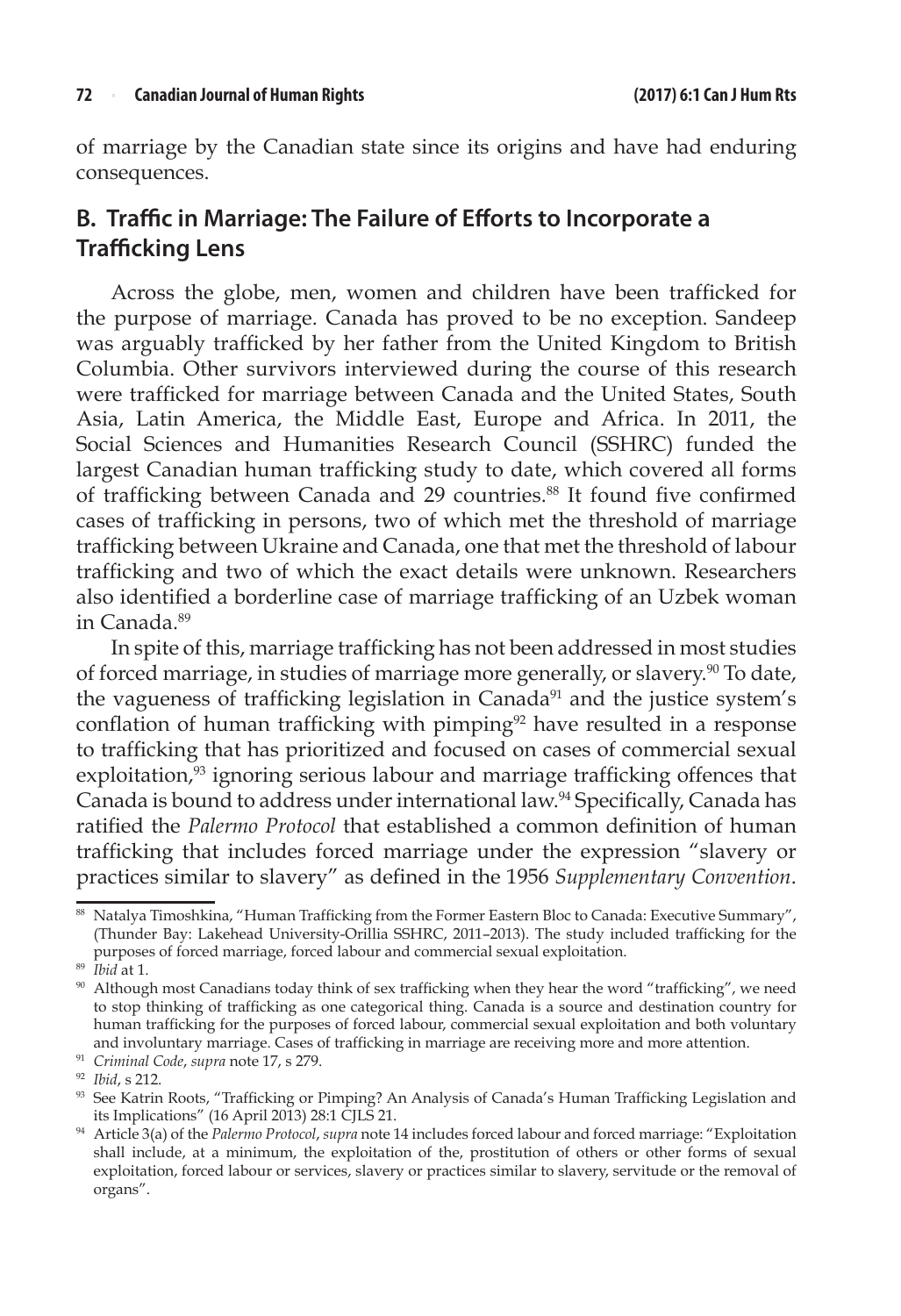of marriage by the Canadian state since its origins and have had enduring consequences.

## B. Traffic in Marriage: The Failure of Efforts to Incorporate a Trafficking Lens

Across the globe, men, women and children have been trafficked for the purpose of marriage. Canada has proved to be no exception. Sandeep was arguably trafficked by her father from the United Kingdom to British Columbia. Other survivors interviewed during the course of this research were trafficked for marriage between Canada and the United States, South Asia, Latin America, the Middle East, Europe and Africa. In 2011, the Social Sciences and Humanities Research Council (SSHRC) funded the largest Canadian human trafficking study to date, which covered all forms of trafficking between Canada and 29 countries.[88] It found five confirmed cases of trafficking in persons, two of which met the threshold of marriage trafficking between Ukraine and Canada, one that met the threshold of labour trafficking and two of which the exact details were unknown. Researchers also identified a borderline case of marriage trafficking of an Uzbek woman in Canada.[89]

In spite of this, marriage trafficking has not been addressed in most studies of forced marriage, in studies of marriage more generally, or slavery.[90] To date, the vagueness of trafficking legislation in Canada[91] and the justice system's conflation of human trafficking with pimping[92] have resulted in a response to trafficking that has prioritized and focused on cases of commercial sexual exploitation,[93] ignoring serious labour and marriage trafficking offences that Canada is bound to address under international law.[94] Specifically, Canada has ratified the *Palermo Protocol* that established a common definition of human trafficking that includes forced marriage under the expression "slavery or practices similar to slavery" as defined in the 1956 *Supplementary Convention*.

---

[88] Natalya Timoshkina, "Human Trafficking from the Former Eastern Bloc to Canada: Executive Summary", (Thunder Bay: Lakehead University-Orillia SSHRC, 2011–2013). The study included trafficking for the purposes of forced marriage, forced labour and commercial sexual exploitation.

[89] *Ibid* at 1.

[90] Although most Canadians today think of sex trafficking when they hear the word "trafficking", we need to stop thinking of trafficking as one categorical thing. Canada is a source and destination country for human trafficking for the purposes of forced labour, commercial sexual exploitation and both voluntary and involuntary marriage. Cases of trafficking in marriage are receiving more and more attention.

[91] *Criminal Code*, *supra* note 17, s 279.

[92] *Ibid*, s 212.

[93] See Katrin Roots, "Trafficking or Pimping? An Analysis of Canada's Human Trafficking Legislation and its Implications" (16 April 2013) 28:1 CJLS 21.

[94] Article 3(a) of the *Palermo Protocol*, *supra* note 14 includes forced labour and forced marriage: "Exploitation shall include, at a minimum, the exploitation of the, prostitution of others or other forms of sexual exploitation, forced labour or services, slavery or practices similar to slavery, servitude or the removal of organs".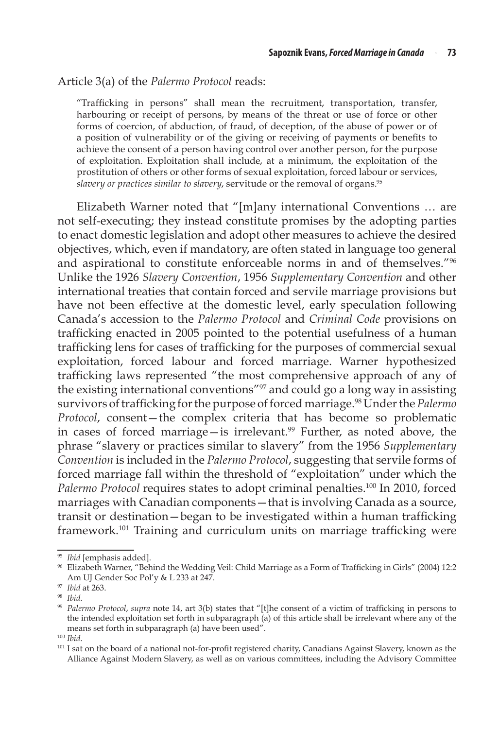Article 3(a) of the *Palermo Protocol* reads:

> "Trafficking in persons" shall mean the recruitment, transportation, transfer, harbouring or receipt of persons, by means of the threat or use of force or other forms of coercion, of abduction, of fraud, of deception, of the abuse of power or of a position of vulnerability or of the giving or receiving of payments or benefits to achieve the consent of a person having control over another person, for the purpose of exploitation. Exploitation shall include, at a minimum, the exploitation of the prostitution of others or other forms of sexual exploitation, forced labour or services, *slavery or practices similar to slavery*, servitude or the removal of organs.[95]

Elizabeth Warner noted that "[m]any international Conventions … are not self-executing; they instead constitute promises by the adopting parties to enact domestic legislation and adopt other measures to achieve the desired objectives, which, even if mandatory, are often stated in language too general and aspirational to constitute enforceable norms in and of themselves."[96] Unlike the 1926 *Slavery Convention*, 1956 *Supplementary Convention* and other international treaties that contain forced and servile marriage provisions but have not been effective at the domestic level, early speculation following Canada's accession to the *Palermo Protocol* and *Criminal Code* provisions on trafficking enacted in 2005 pointed to the potential usefulness of a human trafficking lens for cases of trafficking for the purposes of commercial sexual exploitation, forced labour and forced marriage. Warner hypothesized trafficking laws represented "the most comprehensive approach of any of the existing international conventions"[97] and could go a long way in assisting survivors of trafficking for the purpose of forced marriage.[98] Under the *Palermo Protocol*, consent—the complex criteria that has become so problematic in cases of forced marriage—is irrelevant.[99] Further, as noted above, the phrase "slavery or practices similar to slavery" from the 1956 *Supplementary Convention* is included in the *Palermo Protocol*, suggesting that servile forms of forced marriage fall within the threshold of "exploitation" under which the *Palermo Protocol* requires states to adopt criminal penalties.[100] In 2010, forced marriages with Canadian components—that is involving Canada as a source, transit or destination—began to be investigated within a human trafficking framework.[101] Training and curriculum units on marriage trafficking were

---

[95] *Ibid* [emphasis added].

[96] Elizabeth Warner, "Behind the Wedding Veil: Child Marriage as a Form of Trafficking in Girls" (2004) 12:2 Am UJ Gender Soc Pol'y & L 233 at 247.

[97] *Ibid* at 263.

[98] *Ibid*.

[99] *Palermo Protocol*, *supra* note 14, art 3(b) states that "[t]he consent of a victim of trafficking in persons to the intended exploitation set forth in subparagraph (a) of this article shall be irrelevant where any of the means set forth in subparagraph (a) have been used".

[100] *Ibid*.

[101] I sat on the board of a national not-for-profit registered charity, Canadians Against Slavery, known as the Alliance Against Modern Slavery, as well as on various committees, including the Advisory Committee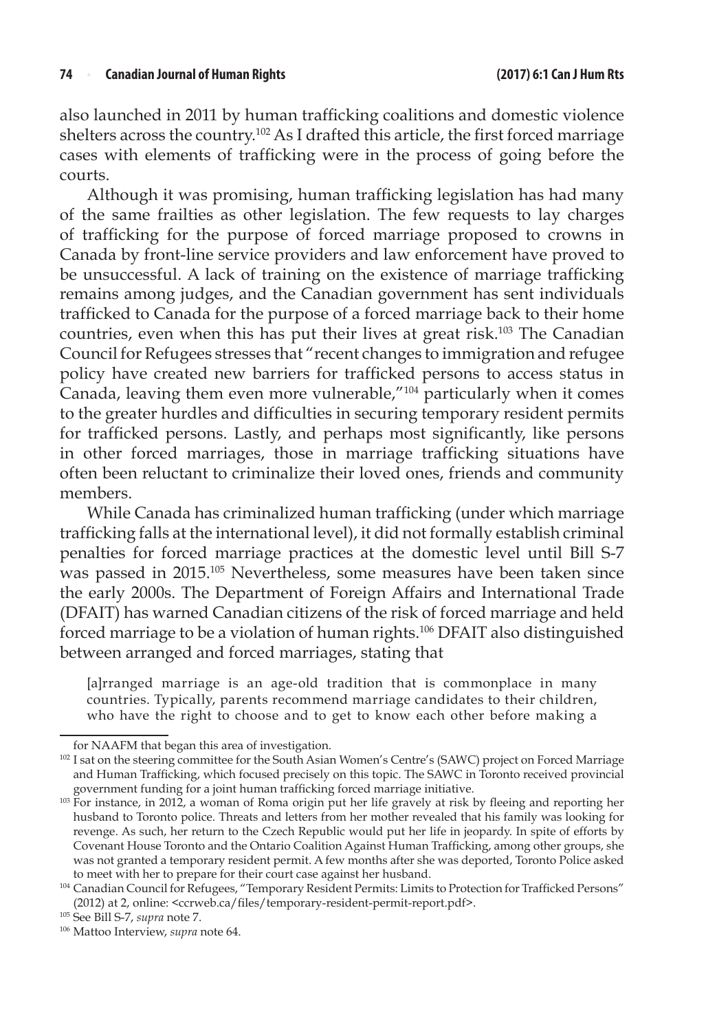also launched in 2011 by human trafficking coalitions and domestic violence shelters across the country.[102] As I drafted this article, the first forced marriage cases with elements of trafficking were in the process of going before the courts.

Although it was promising, human trafficking legislation has had many of the same frailties as other legislation. The few requests to lay charges of trafficking for the purpose of forced marriage proposed to crowns in Canada by front-line service providers and law enforcement have proved to be unsuccessful. A lack of training on the existence of marriage trafficking remains among judges, and the Canadian government has sent individuals trafficked to Canada for the purpose of a forced marriage back to their home countries, even when this has put their lives at great risk.[103] The Canadian Council for Refugees stresses that "recent changes to immigration and refugee policy have created new barriers for trafficked persons to access status in Canada, leaving them even more vulnerable,"[104] particularly when it comes to the greater hurdles and difficulties in securing temporary resident permits for trafficked persons. Lastly, and perhaps most significantly, like persons in other forced marriages, those in marriage trafficking situations have often been reluctant to criminalize their loved ones, friends and community members.

While Canada has criminalized human trafficking (under which marriage trafficking falls at the international level), it did not formally establish criminal penalties for forced marriage practices at the domestic level until Bill S-7 was passed in 2015.[105] Nevertheless, some measures have been taken since the early 2000s. The Department of Foreign Affairs and International Trade (DFAIT) has warned Canadian citizens of the risk of forced marriage and held forced marriage to be a violation of human rights.[106] DFAIT also distinguished between arranged and forced marriages, stating that

> [a]rranged marriage is an age-old tradition that is commonplace in many countries. Typically, parents recommend marriage candidates to their children, who have the right to choose and to get to know each other before making a

---

for NAAFM that began this area of investigation.

[102] I sat on the steering committee for the South Asian Women's Centre's (SAWC) project on Forced Marriage and Human Trafficking, which focused precisely on this topic. The SAWC in Toronto received provincial government funding for a joint human trafficking forced marriage initiative.

[103] For instance, in 2012, a woman of Roma origin put her life gravely at risk by fleeing and reporting her husband to Toronto police. Threats and letters from her mother revealed that his family was looking for revenge. As such, her return to the Czech Republic would put her life in jeopardy. In spite of efforts by Covenant House Toronto and the Ontario Coalition Against Human Trafficking, among other groups, she was not granted a temporary resident permit. A few months after she was deported, Toronto Police asked to meet with her to prepare for their court case against her husband.

[104] Canadian Council for Refugees, "Temporary Resident Permits: Limits to Protection for Trafficked Persons" (2012) at 2, online: <ccrweb.ca/files/temporary-resident-permit-report.pdf>.

[105] See Bill S-7, *supra* note 7.

[106] Mattoo Interview, *supra* note 64.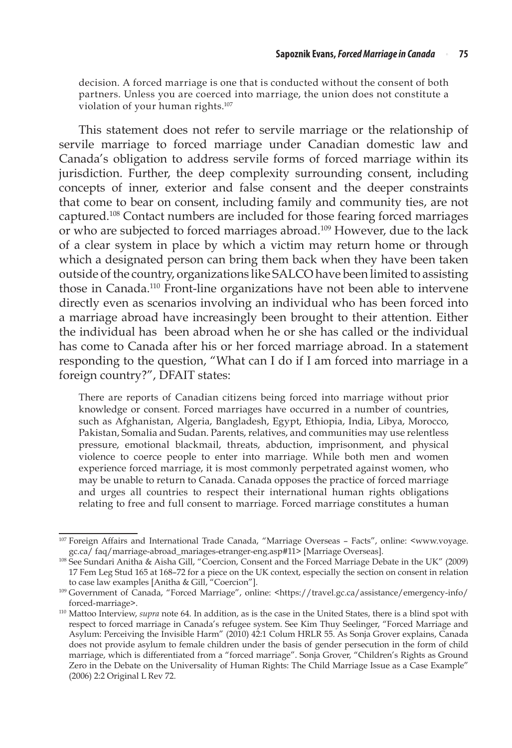> decision. A forced marriage is one that is conducted without the consent of both partners. Unless you are coerced into marriage, the union does not constitute a violation of your human rights.[107]

This statement does not refer to servile marriage or the relationship of servile marriage to forced marriage under Canadian domestic law and Canada's obligation to address servile forms of forced marriage within its jurisdiction. Further, the deep complexity surrounding consent, including concepts of inner, exterior and false consent and the deeper constraints that come to bear on consent, including family and community ties, are not captured.[108] Contact numbers are included for those fearing forced marriages or who are subjected to forced marriages abroad.[109] However, due to the lack of a clear system in place by which a victim may return home or through which a designated person can bring them back when they have been taken outside of the country, organizations like SALCO have been limited to assisting those in Canada.[110] Front-line organizations have not been able to intervene directly even as scenarios involving an individual who has been forced into a marriage abroad have increasingly been brought to their attention. Either the individual has been abroad when he or she has called or the individual has come to Canada after his or her forced marriage abroad. In a statement responding to the question, "What can I do if I am forced into marriage in a foreign country?", DFAIT states:

> There are reports of Canadian citizens being forced into marriage without prior knowledge or consent. Forced marriages have occurred in a number of countries, such as Afghanistan, Algeria, Bangladesh, Egypt, Ethiopia, India, Libya, Morocco, Pakistan, Somalia and Sudan. Parents, relatives, and communities may use relentless pressure, emotional blackmail, threats, abduction, imprisonment, and physical violence to coerce people to enter into marriage. While both men and women experience forced marriage, it is most commonly perpetrated against women, who may be unable to return to Canada. Canada opposes the practice of forced marriage and urges all countries to respect their international human rights obligations relating to free and full consent to marriage. Forced marriage constitutes a human

---

[107] Foreign Affairs and International Trade Canada, "Marriage Overseas – Facts", online: <www.voyage.gc.ca/ faq/marriage-abroad_mariages-etranger-eng.asp#11> [Marriage Overseas].

[108] See Sundari Anitha & Aisha Gill, "Coercion, Consent and the Forced Marriage Debate in the UK" (2009) 17 Fem Leg Stud 165 at 168–72 for a piece on the UK context, especially the section on consent in relation to case law examples [Anitha & Gill, "Coercion"].

[109] Government of Canada, "Forced Marriage", online: <https://travel.gc.ca/assistance/emergency-info/forced-marriage>.

[110] Mattoo Interview, *supra* note 64. In addition, as is the case in the United States, there is a blind spot with respect to forced marriage in Canada's refugee system. See Kim Thuy Seelinger, "Forced Marriage and Asylum: Perceiving the Invisible Harm" (2010) 42:1 Colum HRLR 55. As Sonja Grover explains, Canada does not provide asylum to female children under the basis of gender persecution in the form of child marriage, which is differentiated from a "forced marriage". Sonja Grover, "Children's Rights as Ground Zero in the Debate on the Universality of Human Rights: The Child Marriage Issue as a Case Example" (2006) 2:2 Original L Rev 72.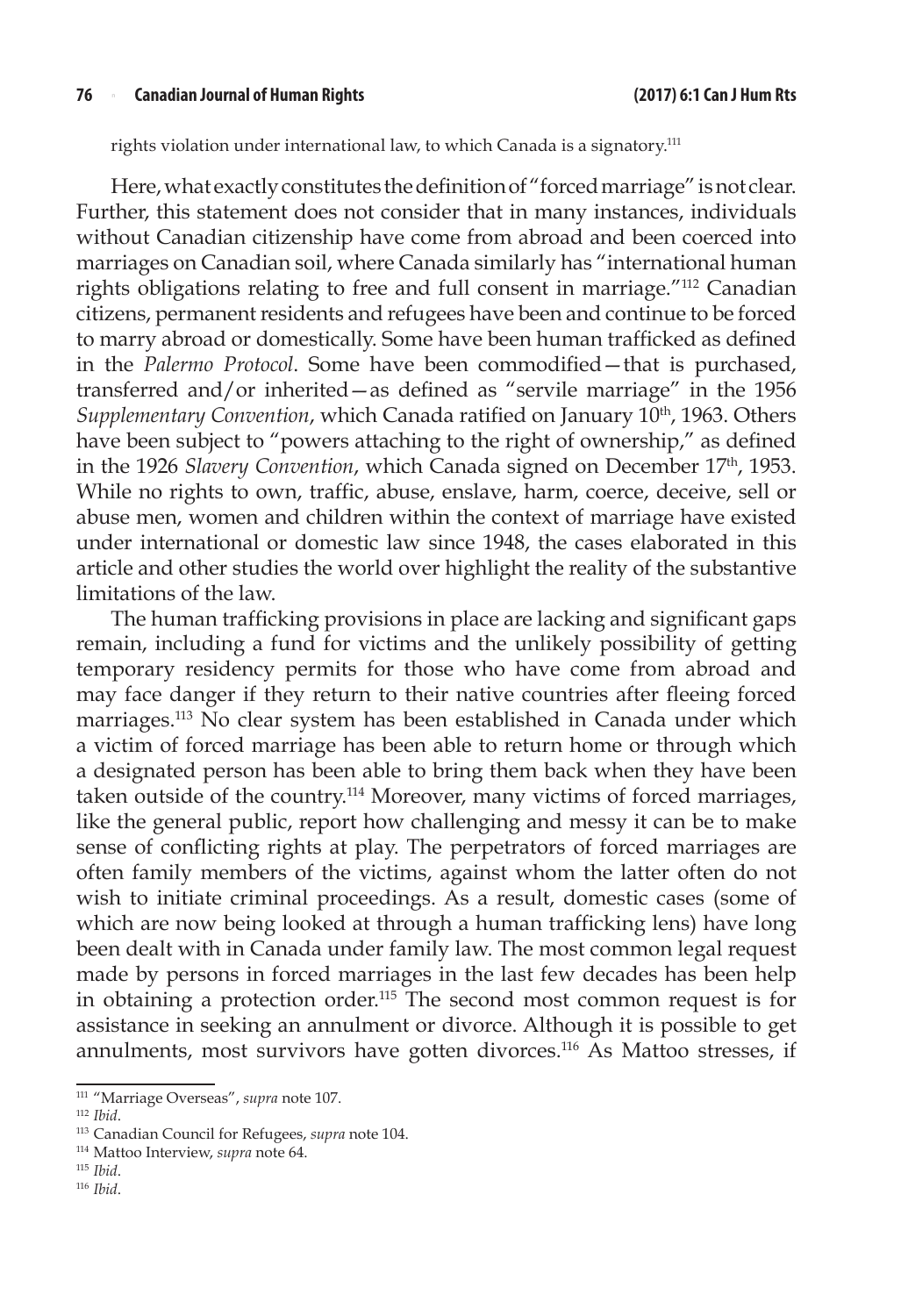rights violation under international law, to which Canada is a signatory.[111]

Here, what exactly constitutes the definition of "forced marriage" is not clear. Further, this statement does not consider that in many instances, individuals without Canadian citizenship have come from abroad and been coerced into marriages on Canadian soil, where Canada similarly has "international human rights obligations relating to free and full consent in marriage."[112] Canadian citizens, permanent residents and refugees have been and continue to be forced to marry abroad or domestically. Some have been human trafficked as defined in the *Palermo Protocol*. Some have been commodified—that is purchased, transferred and/or inherited—as defined as "servile marriage" in the 1956 *Supplementary Convention*, which Canada ratified on January 10th, 1963. Others have been subject to "powers attaching to the right of ownership," as defined in the 1926 *Slavery Convention*, which Canada signed on December 17th, 1953. While no rights to own, traffic, abuse, enslave, harm, coerce, deceive, sell or abuse men, women and children within the context of marriage have existed under international or domestic law since 1948, the cases elaborated in this article and other studies the world over highlight the reality of the substantive limitations of the law.

The human trafficking provisions in place are lacking and significant gaps remain, including a fund for victims and the unlikely possibility of getting temporary residency permits for those who have come from abroad and may face danger if they return to their native countries after fleeing forced marriages.[113] No clear system has been established in Canada under which a victim of forced marriage has been able to return home or through which a designated person has been able to bring them back when they have been taken outside of the country.[114] Moreover, many victims of forced marriages, like the general public, report how challenging and messy it can be to make sense of conflicting rights at play. The perpetrators of forced marriages are often family members of the victims, against whom the latter often do not wish to initiate criminal proceedings. As a result, domestic cases (some of which are now being looked at through a human trafficking lens) have long been dealt with in Canada under family law. The most common legal request made by persons in forced marriages in the last few decades has been help in obtaining a protection order.[115] The second most common request is for assistance in seeking an annulment or divorce. Although it is possible to get annulments, most survivors have gotten divorces.[116] As Mattoo stresses, if

---

[111] "Marriage Overseas", *supra* note 107.

[112] *Ibid*.

[113] Canadian Council for Refugees, *supra* note 104.

[114] Mattoo Interview, *supra* note 64.

[115] *Ibid*.

[116] *Ibid*.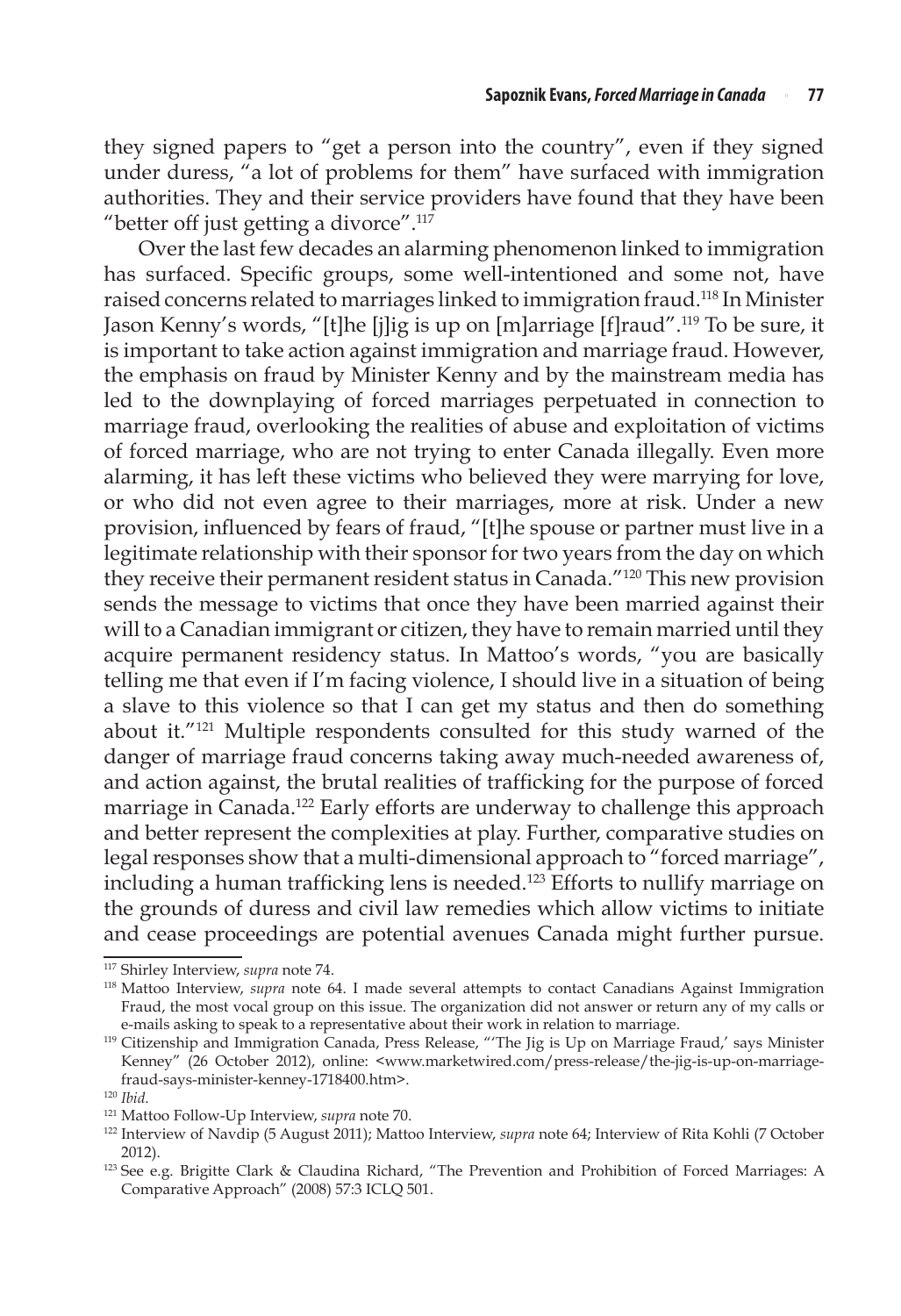they signed papers to "get a person into the country", even if they signed under duress, "a lot of problems for them" have surfaced with immigration authorities. They and their service providers have found that they have been "better off just getting a divorce".[117]

Over the last few decades an alarming phenomenon linked to immigration has surfaced. Specific groups, some well-intentioned and some not, have raised concerns related to marriages linked to immigration fraud.[118] In Minister Jason Kenny's words, "[t]he [j]ig is up on [m]arriage [f]raud".[119] To be sure, it is important to take action against immigration and marriage fraud. However, the emphasis on fraud by Minister Kenny and by the mainstream media has led to the downplaying of forced marriages perpetuated in connection to marriage fraud, overlooking the realities of abuse and exploitation of victims of forced marriage, who are not trying to enter Canada illegally. Even more alarming, it has left these victims who believed they were marrying for love, or who did not even agree to their marriages, more at risk. Under a new provision, influenced by fears of fraud, "[t]he spouse or partner must live in a legitimate relationship with their sponsor for two years from the day on which they receive their permanent resident status in Canada."[120] This new provision sends the message to victims that once they have been married against their will to a Canadian immigrant or citizen, they have to remain married until they acquire permanent residency status. In Mattoo's words, "you are basically telling me that even if I'm facing violence, I should live in a situation of being a slave to this violence so that I can get my status and then do something about it."[121] Multiple respondents consulted for this study warned of the danger of marriage fraud concerns taking away much-needed awareness of, and action against, the brutal realities of trafficking for the purpose of forced marriage in Canada.[122] Early efforts are underway to challenge this approach and better represent the complexities at play. Further, comparative studies on legal responses show that a multi-dimensional approach to "forced marriage", including a human trafficking lens is needed.[123] Efforts to nullify marriage on the grounds of duress and civil law remedies which allow victims to initiate and cease proceedings are potential avenues Canada might further pursue.

---

[117] Shirley Interview, *supra* note 74.

[118] Mattoo Interview, *supra* note 64. I made several attempts to contact Canadians Against Immigration Fraud, the most vocal group on this issue. The organization did not answer or return any of my calls or e-mails asking to speak to a representative about their work in relation to marriage.

[119] Citizenship and Immigration Canada, Press Release, "'The Jig is Up on Marriage Fraud,' says Minister Kenney" (26 October 2012), online: <www.marketwired.com/press-release/the-jig-is-up-on-marriage-fraud-says-minister-kenney-1718400.htm>.

[120] *Ibid*.

[121] Mattoo Follow-Up Interview, *supra* note 70.

[122] Interview of Navdip (5 August 2011); Mattoo Interview, *supra* note 64; Interview of Rita Kohli (7 October 2012).

[123] See e.g. Brigitte Clark & Claudina Richard, "The Prevention and Prohibition of Forced Marriages: A Comparative Approach" (2008) 57:3 ICLQ 501.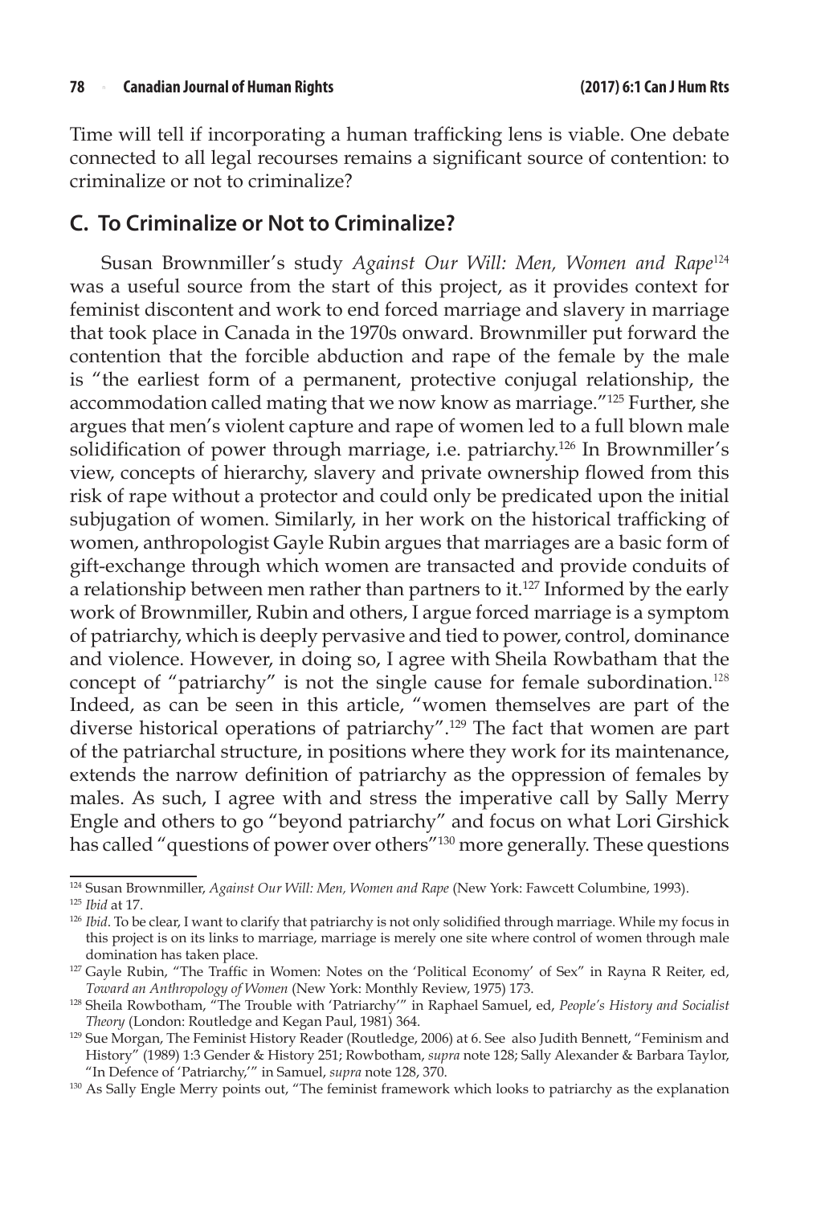Time will tell if incorporating a human trafficking lens is viable. One debate connected to all legal recourses remains a significant source of contention: to criminalize or not to criminalize?

## C. To Criminalize or Not to Criminalize?

Susan Brownmiller's study *Against Our Will: Men, Women and Rape*[124] was a useful source from the start of this project, as it provides context for feminist discontent and work to end forced marriage and slavery in marriage that took place in Canada in the 1970s onward. Brownmiller put forward the contention that the forcible abduction and rape of the female by the male is "the earliest form of a permanent, protective conjugal relationship, the accommodation called mating that we now know as marriage."[125] Further, she argues that men's violent capture and rape of women led to a full blown male solidification of power through marriage, i.e. patriarchy.[126] In Brownmiller's view, concepts of hierarchy, slavery and private ownership flowed from this risk of rape without a protector and could only be predicated upon the initial subjugation of women. Similarly, in her work on the historical trafficking of women, anthropologist Gayle Rubin argues that marriages are a basic form of gift-exchange through which women are transacted and provide conduits of a relationship between men rather than partners to it.[127] Informed by the early work of Brownmiller, Rubin and others, I argue forced marriage is a symptom of patriarchy, which is deeply pervasive and tied to power, control, dominance and violence. However, in doing so, I agree with Sheila Rowbatham that the concept of "patriarchy" is not the single cause for female subordination.[128] Indeed, as can be seen in this article, "women themselves are part of the diverse historical operations of patriarchy".[129] The fact that women are part of the patriarchal structure, in positions where they work for its maintenance, extends the narrow definition of patriarchy as the oppression of females by males. As such, I agree with and stress the imperative call by Sally Merry Engle and others to go "beyond patriarchy" and focus on what Lori Girshick has called "questions of power over others"[130] more generally. These questions

---

[124] Susan Brownmiller, *Against Our Will: Men, Women and Rape* (New York: Fawcett Columbine, 1993).

[125] *Ibid* at 17.

[126] *Ibid*. To be clear, I want to clarify that patriarchy is not only solidified through marriage. While my focus in this project is on its links to marriage, marriage is merely one site where control of women through male domination has taken place.

[127] Gayle Rubin, "The Traffic in Women: Notes on the 'Political Economy' of Sex" in Rayna R Reiter, ed, *Toward an Anthropology of Women* (New York: Monthly Review, 1975) 173.

[128] Sheila Rowbotham, "The Trouble with 'Patriarchy'" in Raphael Samuel, ed, *People's History and Socialist Theory* (London: Routledge and Kegan Paul, 1981) 364.

[129] Sue Morgan, The Feminist History Reader (Routledge, 2006) at 6. See also Judith Bennett, "Feminism and History" (1989) 1:3 Gender & History 251; Rowbotham, *supra* note 128; Sally Alexander & Barbara Taylor, "In Defence of 'Patriarchy,'" in Samuel, *supra* note 128, 370.

[130] As Sally Engle Merry points out, "The feminist framework which looks to patriarchy as the explanation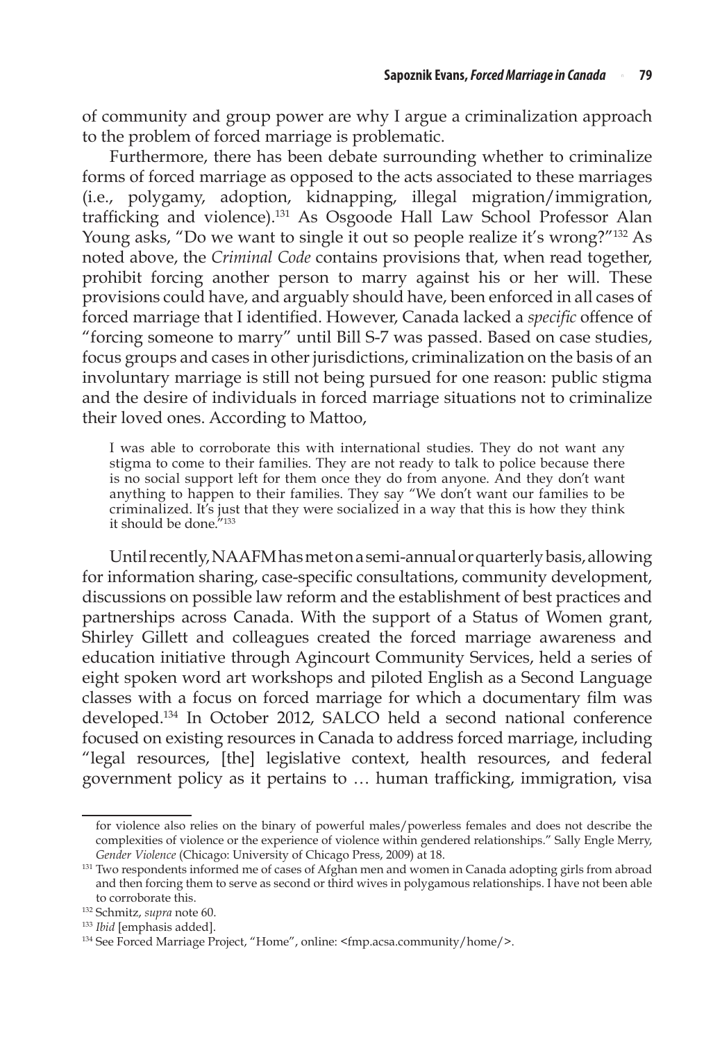of community and group power are why I argue a criminalization approach to the problem of forced marriage is problematic.

Furthermore, there has been debate surrounding whether to criminalize forms of forced marriage as opposed to the acts associated to these marriages (i.e., polygamy, adoption, kidnapping, illegal migration/immigration, trafficking and violence).[131] As Osgoode Hall Law School Professor Alan Young asks, "Do we want to single it out so people realize it's wrong?"[132] As noted above, the *Criminal Code* contains provisions that, when read together, prohibit forcing another person to marry against his or her will. These provisions could have, and arguably should have, been enforced in all cases of forced marriage that I identified. However, Canada lacked a *specific* offence of "forcing someone to marry" until Bill S-7 was passed. Based on case studies, focus groups and cases in other jurisdictions, criminalization on the basis of an involuntary marriage is still not being pursued for one reason: public stigma and the desire of individuals in forced marriage situations not to criminalize their loved ones. According to Mattoo,

> I was able to corroborate this with international studies. They do not want any stigma to come to their families. They are not ready to talk to police because there is no social support left for them once they do from anyone. And they don't want anything to happen to their families. They say "We don't want our families to be criminalized. It's just that they were socialized in a way that this is how they think it should be done."[133]

Until recently, NAAFM has met on a semi-annual or quarterly basis, allowing for information sharing, case-specific consultations, community development, discussions on possible law reform and the establishment of best practices and partnerships across Canada. With the support of a Status of Women grant, Shirley Gillett and colleagues created the forced marriage awareness and education initiative through Agincourt Community Services, held a series of eight spoken word art workshops and piloted English as a Second Language classes with a focus on forced marriage for which a documentary film was developed.[134] In October 2012, SALCO held a second national conference focused on existing resources in Canada to address forced marriage, including "legal resources, [the] legislative context, health resources, and federal government policy as it pertains to … human trafficking, immigration, visa

---

for violence also relies on the binary of powerful males/powerless females and does not describe the complexities of violence or the experience of violence within gendered relationships." Sally Engle Merry, *Gender Violence* (Chicago: University of Chicago Press, 2009) at 18.

[131] Two respondents informed me of cases of Afghan men and women in Canada adopting girls from abroad and then forcing them to serve as second or third wives in polygamous relationships. I have not been able to corroborate this.

[132] Schmitz, *supra* note 60.

[133] *Ibid* [emphasis added].

[134] See Forced Marriage Project, "Home", online: <fmp.acsa.community/home/>.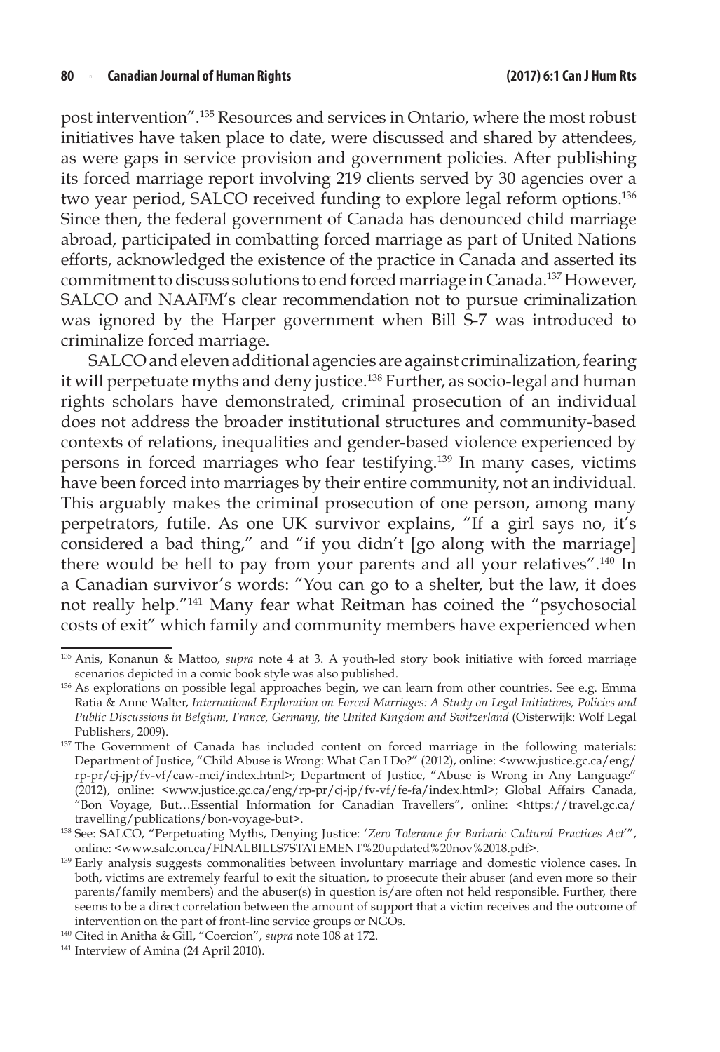post intervention".[135] Resources and services in Ontario, where the most robust initiatives have taken place to date, were discussed and shared by attendees, as were gaps in service provision and government policies. After publishing its forced marriage report involving 219 clients served by 30 agencies over a two year period, SALCO received funding to explore legal reform options.[136] Since then, the federal government of Canada has denounced child marriage abroad, participated in combatting forced marriage as part of United Nations efforts, acknowledged the existence of the practice in Canada and asserted its commitment to discuss solutions to end forced marriage in Canada.[137] However, SALCO and NAAFM's clear recommendation not to pursue criminalization was ignored by the Harper government when Bill S-7 was introduced to criminalize forced marriage.

SALCO and eleven additional agencies are against criminalization, fearing it will perpetuate myths and deny justice.[138] Further, as socio-legal and human rights scholars have demonstrated, criminal prosecution of an individual does not address the broader institutional structures and community-based contexts of relations, inequalities and gender-based violence experienced by persons in forced marriages who fear testifying.[139] In many cases, victims have been forced into marriages by their entire community, not an individual. This arguably makes the criminal prosecution of one person, among many perpetrators, futile. As one UK survivor explains, "If a girl says no, it's considered a bad thing," and "if you didn't [go along with the marriage] there would be hell to pay from your parents and all your relatives".[140] In a Canadian survivor's words: "You can go to a shelter, but the law, it does not really help."[141] Many fear what Reitman has coined the "psychosocial costs of exit" which family and community members have experienced when

---

[135] Anis, Konanun & Mattoo, *supra* note 4 at 3. A youth-led story book initiative with forced marriage scenarios depicted in a comic book style was also published.

[136] As explorations on possible legal approaches begin, we can learn from other countries. See e.g. Emma Ratia & Anne Walter, *International Exploration on Forced Marriages: A Study on Legal Initiatives, Policies and Public Discussions in Belgium, France, Germany, the United Kingdom and Switzerland* (Oisterwijk: Wolf Legal Publishers, 2009).

[137] The Government of Canada has included content on forced marriage in the following materials: Department of Justice, "Child Abuse is Wrong: What Can I Do?" (2012), online: <www.justice.gc.ca/eng/rp-pr/cj-jp/fv-vf/caw-mei/index.html>; Department of Justice, "Abuse is Wrong in Any Language" (2012), online: <www.justice.gc.ca/eng/rp-pr/cj-jp/fv-vf/fe-fa/index.html>; Global Affairs Canada, "Bon Voyage, But…Essential Information for Canadian Travellers", online: <https://travel.gc.ca/travelling/publications/bon-voyage-but>.

[138] See: SALCO, "Perpetuating Myths, Denying Justice: '*Zero Tolerance for Barbaric Cultural Practices Act*'", online: <www.salc.on.ca/FINALBILLS7STATEMENT%20updated%20nov%2018.pdf>.

[139] Early analysis suggests commonalities between involuntary marriage and domestic violence cases. In both, victims are extremely fearful to exit the situation, to prosecute their abuser (and even more so their parents/family members) and the abuser(s) in question is/are often not held responsible. Further, there seems to be a direct correlation between the amount of support that a victim receives and the outcome of intervention on the part of front-line service groups or NGOs.

[140] Cited in Anitha & Gill, "Coercion", *supra* note 108 at 172.

[141] Interview of Amina (24 April 2010).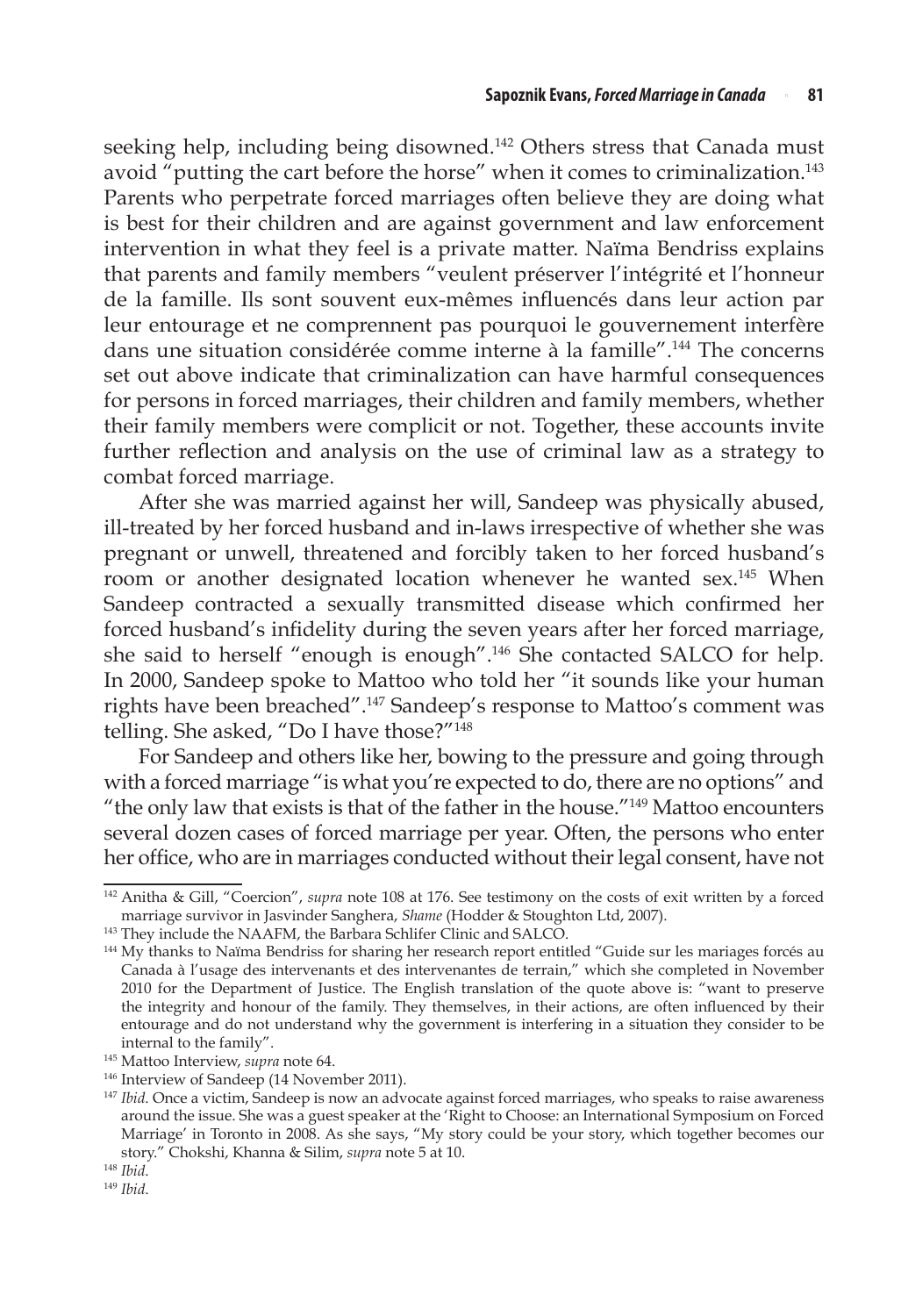seeking help, including being disowned.[142] Others stress that Canada must avoid "putting the cart before the horse" when it comes to criminalization.[143] Parents who perpetrate forced marriages often believe they are doing what is best for their children and are against government and law enforcement intervention in what they feel is a private matter. Naïma Bendriss explains that parents and family members "veulent préserver l'intégrité et l'honneur de la famille. Ils sont souvent eux-mêmes influencés dans leur action par leur entourage et ne comprennent pas pourquoi le gouvernement interfère dans une situation considérée comme interne à la famille".[144] The concerns set out above indicate that criminalization can have harmful consequences for persons in forced marriages, their children and family members, whether their family members were complicit or not. Together, these accounts invite further reflection and analysis on the use of criminal law as a strategy to combat forced marriage.

After she was married against her will, Sandeep was physically abused, ill-treated by her forced husband and in-laws irrespective of whether she was pregnant or unwell, threatened and forcibly taken to her forced husband's room or another designated location whenever he wanted sex.[145] When Sandeep contracted a sexually transmitted disease which confirmed her forced husband's infidelity during the seven years after her forced marriage, she said to herself "enough is enough".[146] She contacted SALCO for help. In 2000, Sandeep spoke to Mattoo who told her "it sounds like your human rights have been breached".[147] Sandeep's response to Mattoo's comment was telling. She asked, "Do I have those?"[148]

For Sandeep and others like her, bowing to the pressure and going through with a forced marriage "is what you're expected to do, there are no options" and "the only law that exists is that of the father in the house."[149] Mattoo encounters several dozen cases of forced marriage per year. Often, the persons who enter her office, who are in marriages conducted without their legal consent, have not

---

[142] Anitha & Gill, "Coercion", *supra* note 108 at 176. See testimony on the costs of exit written by a forced marriage survivor in Jasvinder Sanghera, *Shame* (Hodder & Stoughton Ltd, 2007).

[143] They include the NAAFM, the Barbara Schlifer Clinic and SALCO.

[144] My thanks to Naïma Bendriss for sharing her research report entitled "Guide sur les mariages forcés au Canada à l'usage des intervenants et des intervenantes de terrain," which she completed in November 2010 for the Department of Justice. The English translation of the quote above is: "want to preserve the integrity and honour of the family. They themselves, in their actions, are often influenced by their entourage and do not understand why the government is interfering in a situation they consider to be internal to the family".

[145] Mattoo Interview, *supra* note 64.

[146] Interview of Sandeep (14 November 2011).

[147] *Ibid*. Once a victim, Sandeep is now an advocate against forced marriages, who speaks to raise awareness around the issue. She was a guest speaker at the 'Right to Choose: an International Symposium on Forced Marriage' in Toronto in 2008. As she says, "My story could be your story, which together becomes our story." Chokshi, Khanna & Silim, *supra* note 5 at 10.

[148] *Ibid*.

[149] *Ibid*.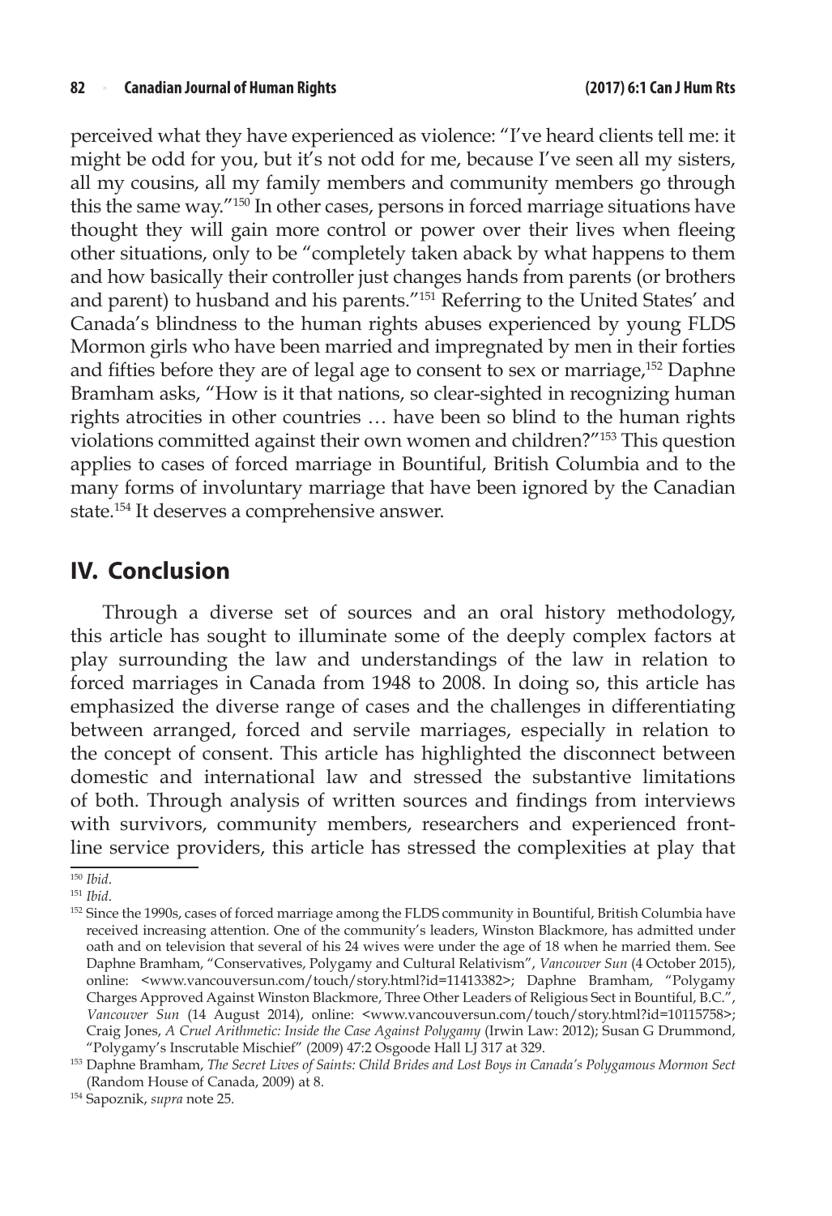perceived what they have experienced as violence: "I've heard clients tell me: it might be odd for you, but it's not odd for me, because I've seen all my sisters, all my cousins, all my family members and community members go through this the same way."[150] In other cases, persons in forced marriage situations have thought they will gain more control or power over their lives when fleeing other situations, only to be "completely taken aback by what happens to them and how basically their controller just changes hands from parents (or brothers and parent) to husband and his parents."[151] Referring to the United States' and Canada's blindness to the human rights abuses experienced by young FLDS Mormon girls who have been married and impregnated by men in their forties and fifties before they are of legal age to consent to sex or marriage,[152] Daphne Bramham asks, "How is it that nations, so clear-sighted in recognizing human rights atrocities in other countries … have been so blind to the human rights violations committed against their own women and children?"[153] This question applies to cases of forced marriage in Bountiful, British Columbia and to the many forms of involuntary marriage that have been ignored by the Canadian state.[154] It deserves a comprehensive answer.

## IV. Conclusion

Through a diverse set of sources and an oral history methodology, this article has sought to illuminate some of the deeply complex factors at play surrounding the law and understandings of the law in relation to forced marriages in Canada from 1948 to 2008. In doing so, this article has emphasized the diverse range of cases and the challenges in differentiating between arranged, forced and servile marriages, especially in relation to the concept of consent. This article has highlighted the disconnect between domestic and international law and stressed the substantive limitations of both. Through analysis of written sources and findings from interviews with survivors, community members, researchers and experienced front-line service providers, this article has stressed the complexities at play that

---

[150] *Ibid*.

[151] *Ibid*.

[152] Since the 1990s, cases of forced marriage among the FLDS community in Bountiful, British Columbia have received increasing attention. One of the community's leaders, Winston Blackmore, has admitted under oath and on television that several of his 24 wives were under the age of 18 when he married them. See Daphne Bramham, "Conservatives, Polygamy and Cultural Relativism", *Vancouver Sun* (4 October 2015), online: <www.vancouversun.com/touch/story.html?id=11413382>; Daphne Bramham, "Polygamy Charges Approved Against Winston Blackmore, Three Other Leaders of Religious Sect in Bountiful, B.C.", *Vancouver Sun* (14 August 2014), online: <www.vancouversun.com/touch/story.html?id=10115758>; Craig Jones, *A Cruel Arithmetic: Inside the Case Against Polygamy* (Irwin Law: 2012); Susan G Drummond, "Polygamy's Inscrutable Mischief" (2009) 47:2 Osgoode Hall LJ 317 at 329.

[153] Daphne Bramham, *The Secret Lives of Saints: Child Brides and Lost Boys in Canada's Polygamous Mormon Sect* (Random House of Canada, 2009) at 8.

[154] Sapoznik, *supra* note 25.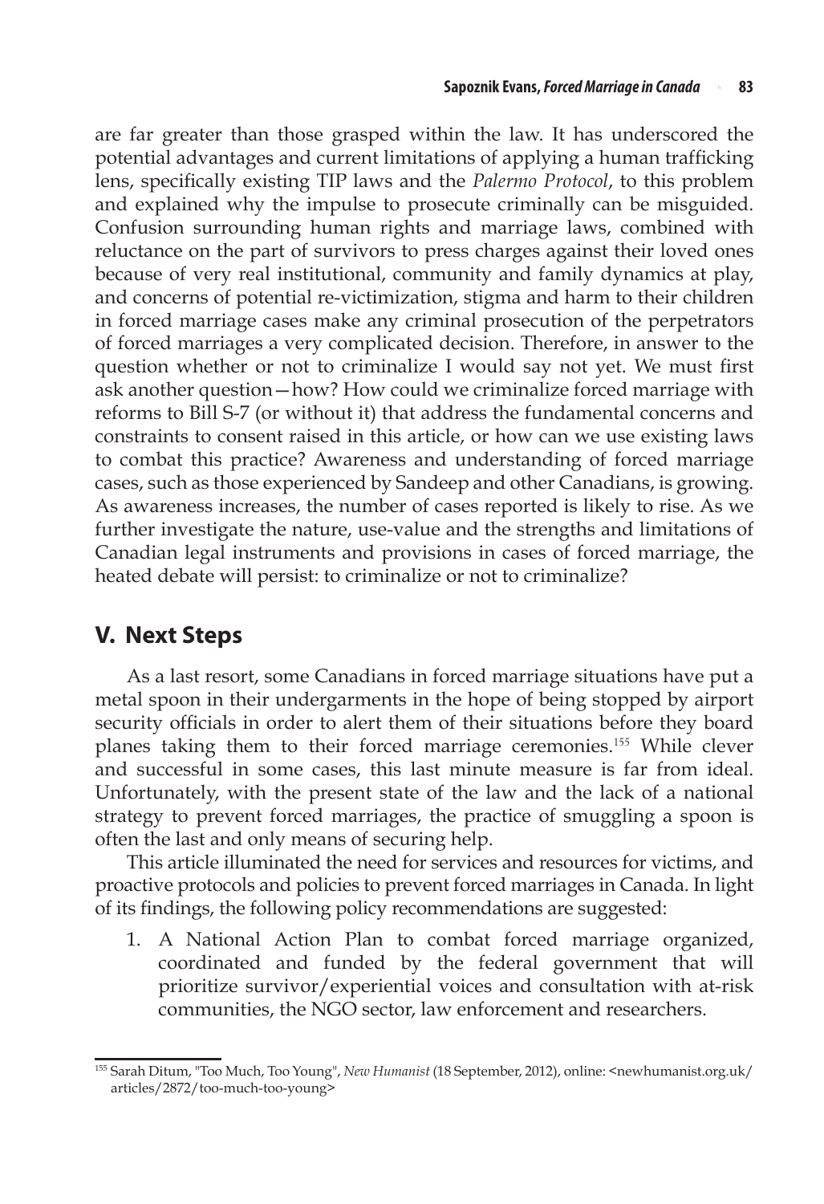are far greater than those grasped within the law. It has underscored the potential advantages and current limitations of applying a human trafficking lens, specifically existing TIP laws and the *Palermo Protocol*, to this problem and explained why the impulse to prosecute criminally can be misguided. Confusion surrounding human rights and marriage laws, combined with reluctance on the part of survivors to press charges against their loved ones because of very real institutional, community and family dynamics at play, and concerns of potential re-victimization, stigma and harm to their children in forced marriage cases make any criminal prosecution of the perpetrators of forced marriages a very complicated decision. Therefore, in answer to the question whether or not to criminalize I would say not yet. We must first ask another question—how? How could we criminalize forced marriage with reforms to Bill S-7 (or without it) that address the fundamental concerns and constraints to consent raised in this article, or how can we use existing laws to combat this practice? Awareness and understanding of forced marriage cases, such as those experienced by Sandeep and other Canadians, is growing. As awareness increases, the number of cases reported is likely to rise. As we further investigate the nature, use-value and the strengths and limitations of Canadian legal instruments and provisions in cases of forced marriage, the heated debate will persist: to criminalize or not to criminalize?

## V. Next Steps

As a last resort, some Canadians in forced marriage situations have put a metal spoon in their undergarments in the hope of being stopped by airport security officials in order to alert them of their situations before they board planes taking them to their forced marriage ceremonies.[155] While clever and successful in some cases, this last minute measure is far from ideal. Unfortunately, with the present state of the law and the lack of a national strategy to prevent forced marriages, the practice of smuggling a spoon is often the last and only means of securing help.

This article illuminated the need for services and resources for victims, and proactive protocols and policies to prevent forced marriages in Canada. In light of its findings, the following policy recommendations are suggested:

1. A National Action Plan to combat forced marriage organized, coordinated and funded by the federal government that will prioritize survivor/experiential voices and consultation with at-risk communities, the NGO sector, law enforcement and researchers.

---

[155] Sarah Ditum, "Too Much, Too Young", *New Humanist* (18 September, 2012), online: <newhumanist.org.uk/articles/2872/too-much-too-young>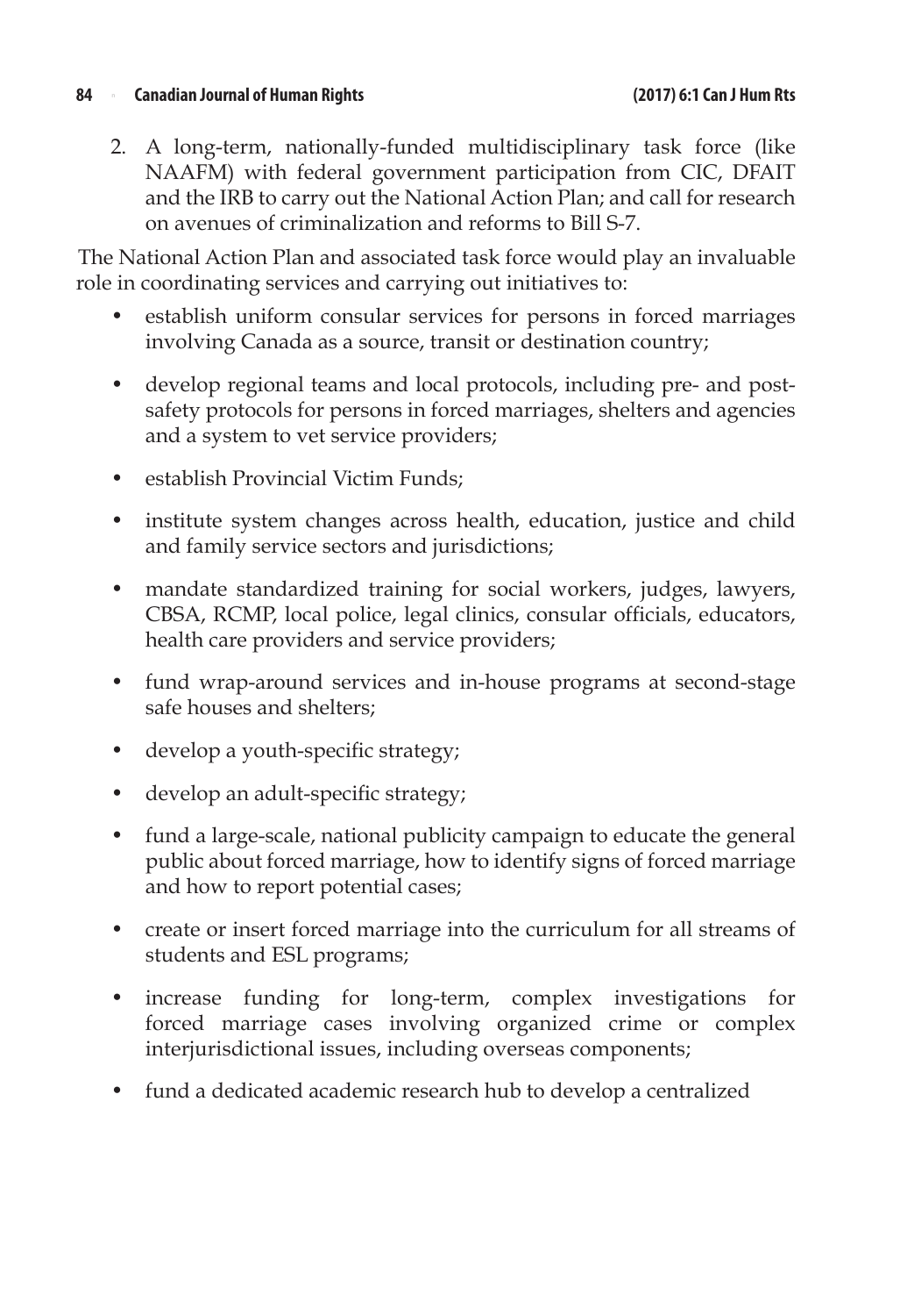2. A long-term, nationally-funded multidisciplinary task force (like NAAFM) with federal government participation from CIC, DFAIT and the IRB to carry out the National Action Plan; and call for research on avenues of criminalization and reforms to Bill S-7.

The National Action Plan and associated task force would play an invaluable role in coordinating services and carrying out initiatives to:

- establish uniform consular services for persons in forced marriages involving Canada as a source, transit or destination country;
- develop regional teams and local protocols, including pre- and post-safety protocols for persons in forced marriages, shelters and agencies and a system to vet service providers;
- establish Provincial Victim Funds;
- institute system changes across health, education, justice and child and family service sectors and jurisdictions;
- mandate standardized training for social workers, judges, lawyers, CBSA, RCMP, local police, legal clinics, consular officials, educators, health care providers and service providers;
- fund wrap-around services and in-house programs at second-stage safe houses and shelters;
- develop a youth-specific strategy;
- develop an adult-specific strategy;
- fund a large-scale, national publicity campaign to educate the general public about forced marriage, how to identify signs of forced marriage and how to report potential cases;
- create or insert forced marriage into the curriculum for all streams of students and ESL programs;
- increase funding for long-term, complex investigations for forced marriage cases involving organized crime or complex interjurisdictional issues, including overseas components;
- fund a dedicated academic research hub to develop a centralized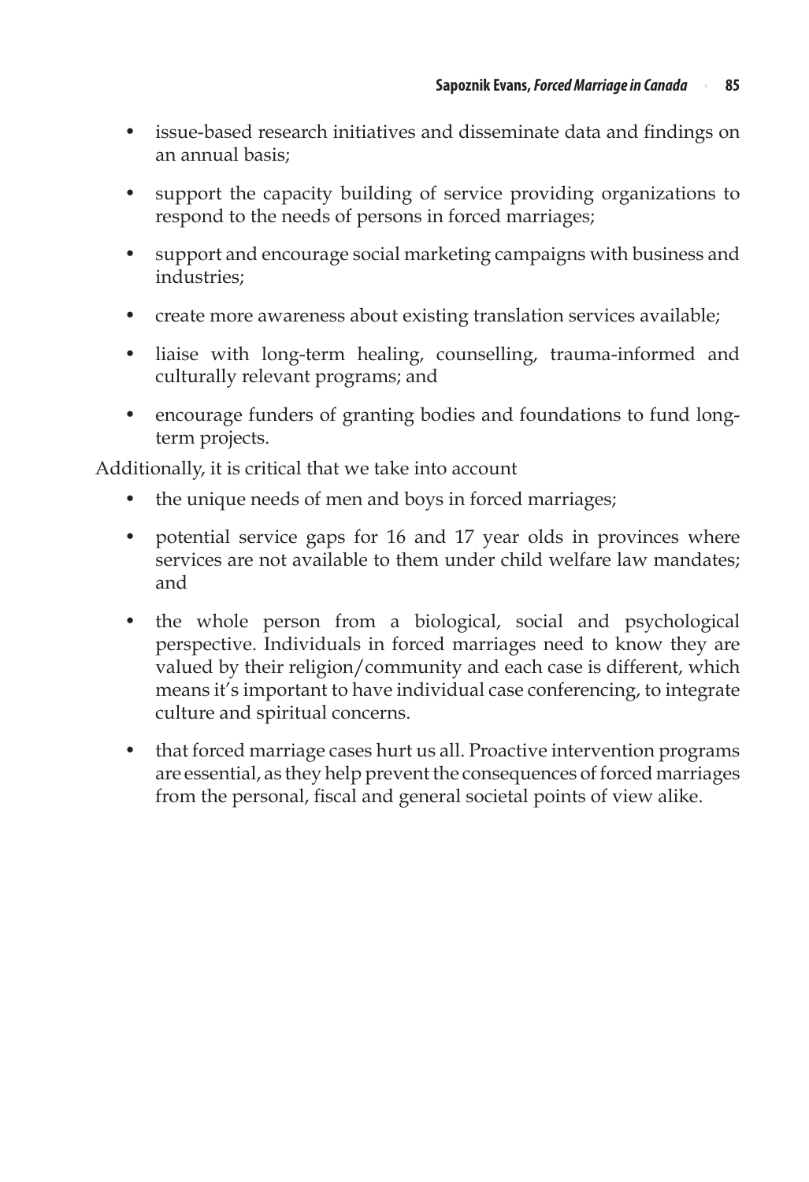- issue-based research initiatives and disseminate data and findings on an annual basis;
- support the capacity building of service providing organizations to respond to the needs of persons in forced marriages;
- support and encourage social marketing campaigns with business and industries;
- create more awareness about existing translation services available;
- liaise with long-term healing, counselling, trauma-informed and culturally relevant programs; and
- encourage funders of granting bodies and foundations to fund long-term projects.

Additionally, it is critical that we take into account

- the unique needs of men and boys in forced marriages;
- potential service gaps for 16 and 17 year olds in provinces where services are not available to them under child welfare law mandates; and
- the whole person from a biological, social and psychological perspective. Individuals in forced marriages need to know they are valued by their religion/community and each case is different, which means it's important to have individual case conferencing, to integrate culture and spiritual concerns.
- that forced marriage cases hurt us all. Proactive intervention programs are essential, as they help prevent the consequences of forced marriages from the personal, fiscal and general societal points of view alike.